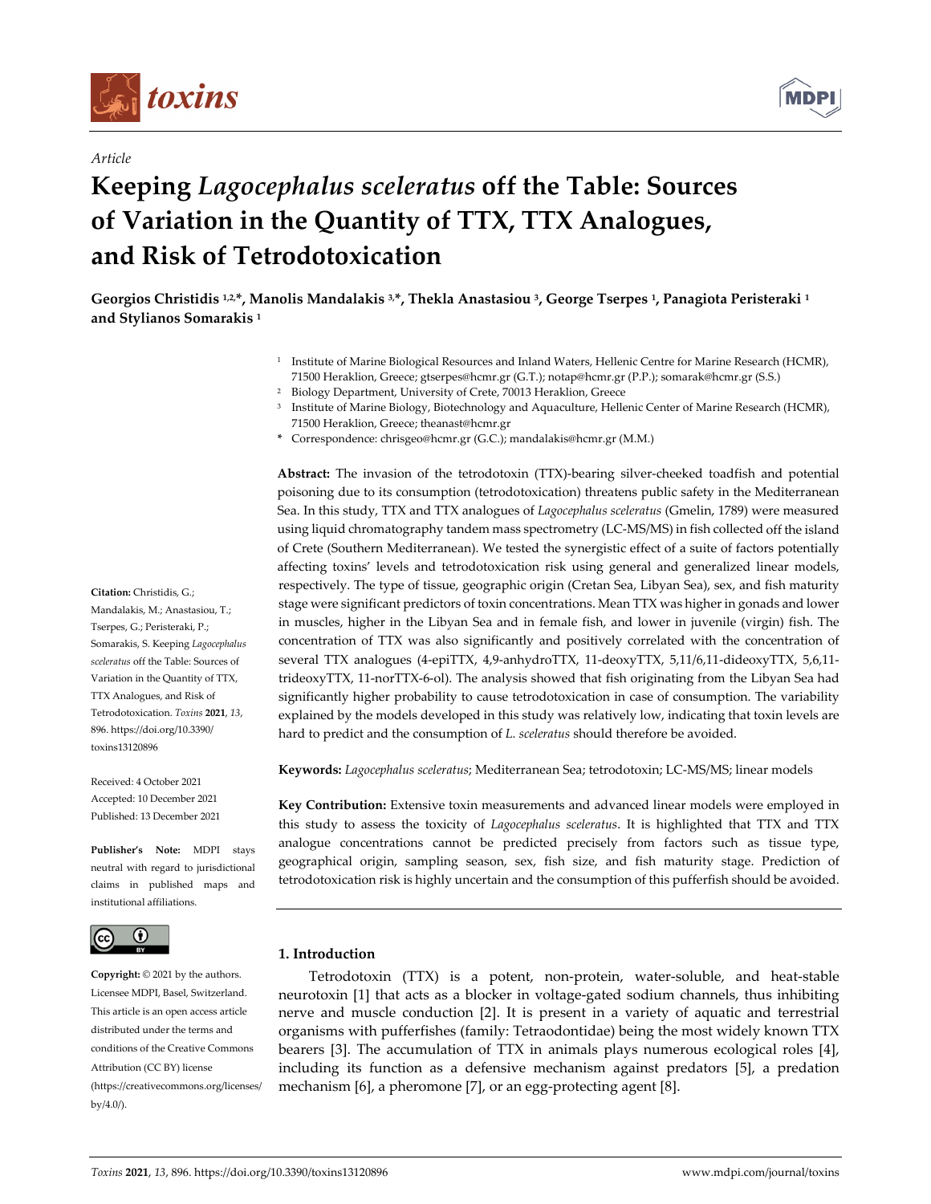*Article*

# Keeping *Lagocephalus sceleratus* off the Table: Sources of Variation in the Quantity of TTX, TTX Analogues, and Risk of Tetrodotoxication

**Georgios Christidis [1,2,*], Manolis Mandalakis [3,*], Thekla Anastasiou [3], George Tserpes [1], Panagiota Peristeraki [1] and Stylianos Somarakis [1]**

[1] Institute of Marine Biological Resources and Inland Waters, Hellenic Centre for Marine Research (HCMR), 71500 Heraklion, Greece; gtserpes@hcmr.gr (G.T.); notap@hcmr.gr (P.P.); somarak@hcmr.gr (S.S.)
[2] Biology Department, University of Crete, 70013 Heraklion, Greece
[3] Institute of Marine Biology, Biotechnology and Aquaculture, Hellenic Center of Marine Research (HCMR), 71500 Heraklion, Greece; theanast@hcmr.gr
\* Correspondence: chrisgeo@hcmr.gr (G.C.); mandalakis@hcmr.gr (M.M.)

**Abstract:** The invasion of the tetrodotoxin (TTX)-bearing silver-cheeked toadfish and potential poisoning due to its consumption (tetrodotoxication) threatens public safety in the Mediterranean Sea. In this study, TTX and TTX analogues of *Lagocephalus sceleratus* (Gmelin, 1789) were measured using liquid chromatography tandem mass spectrometry (LC-MS/MS) in fish collected off the island of Crete (Southern Mediterranean). We tested the synergistic effect of a suite of factors potentially affecting toxins' levels and tetrodotoxication risk using general and generalized linear models, respectively. The type of tissue, geographic origin (Cretan Sea, Libyan Sea), sex, and fish maturity stage were significant predictors of toxin concentrations. Mean TTX was higher in gonads and lower in muscles, higher in the Libyan Sea and in female fish, and lower in juvenile (virgin) fish. The concentration of TTX was also significantly and positively correlated with the concentration of several TTX analogues (4-epiTTX, 4,9-anhydroTTX, 11-deoxyTTX, 5,11/6,11-dideoxyTTX, 5,6,11-trideoxyTTX, 11-norTTX-6-ol). The analysis showed that fish originating from the Libyan Sea had significantly higher probability to cause tetrodotoxication in case of consumption. The variability explained by the models developed in this study was relatively low, indicating that toxin levels are hard to predict and the consumption of *L. sceleratus* should therefore be avoided.

**Keywords:** *Lagocephalus sceleratus*; Mediterranean Sea; tetrodotoxin; LC-MS/MS; linear models

**Key Contribution:** Extensive toxin measurements and advanced linear models were employed in this study to assess the toxicity of *Lagocephalus sceleratus*. It is highlighted that TTX and TTX analogue concentrations cannot be predicted precisely from factors such as tissue type, geographical origin, sampling season, sex, fish size, and fish maturity stage. Prediction of tetrodotoxication risk is highly uncertain and the consumption of this pufferfish should be avoided.

**Citation:** Christidis, G.; Mandalakis, M.; Anastasiou, T.; Tserpes, G.; Peristeraki, P.; Somarakis, S. Keeping *Lagocephalus sceleratus* off the Table: Sources of Variation in the Quantity of TTX, TTX Analogues, and Risk of Tetrodotoxication. *Toxins* **2021**, *13*, 896. https://doi.org/10.3390/toxins13120896

Received: 4 October 2021
Accepted: 10 December 2021
Published: 13 December 2021

**Publisher's Note:** MDPI stays neutral with regard to jurisdictional claims in published maps and institutional affiliations.

**Copyright:** © 2021 by the authors. Licensee MDPI, Basel, Switzerland. This article is an open access article distributed under the terms and conditions of the Creative Commons Attribution (CC BY) license (https://creativecommons.org/licenses/by/4.0/).

## 1. Introduction

Tetrodotoxin (TTX) is a potent, non-protein, water-soluble, and heat-stable neurotoxin [1] that acts as a blocker in voltage-gated sodium channels, thus inhibiting nerve and muscle conduction [2]. It is present in a variety of aquatic and terrestrial organisms with pufferfishes (family: Tetraodontidae) being the most widely known TTX bearers [3]. The accumulation of TTX in animals plays numerous ecological roles [4], including its function as a defensive mechanism against predators [5], a predation mechanism [6], a pheromone [7], or an egg-protecting agent [8].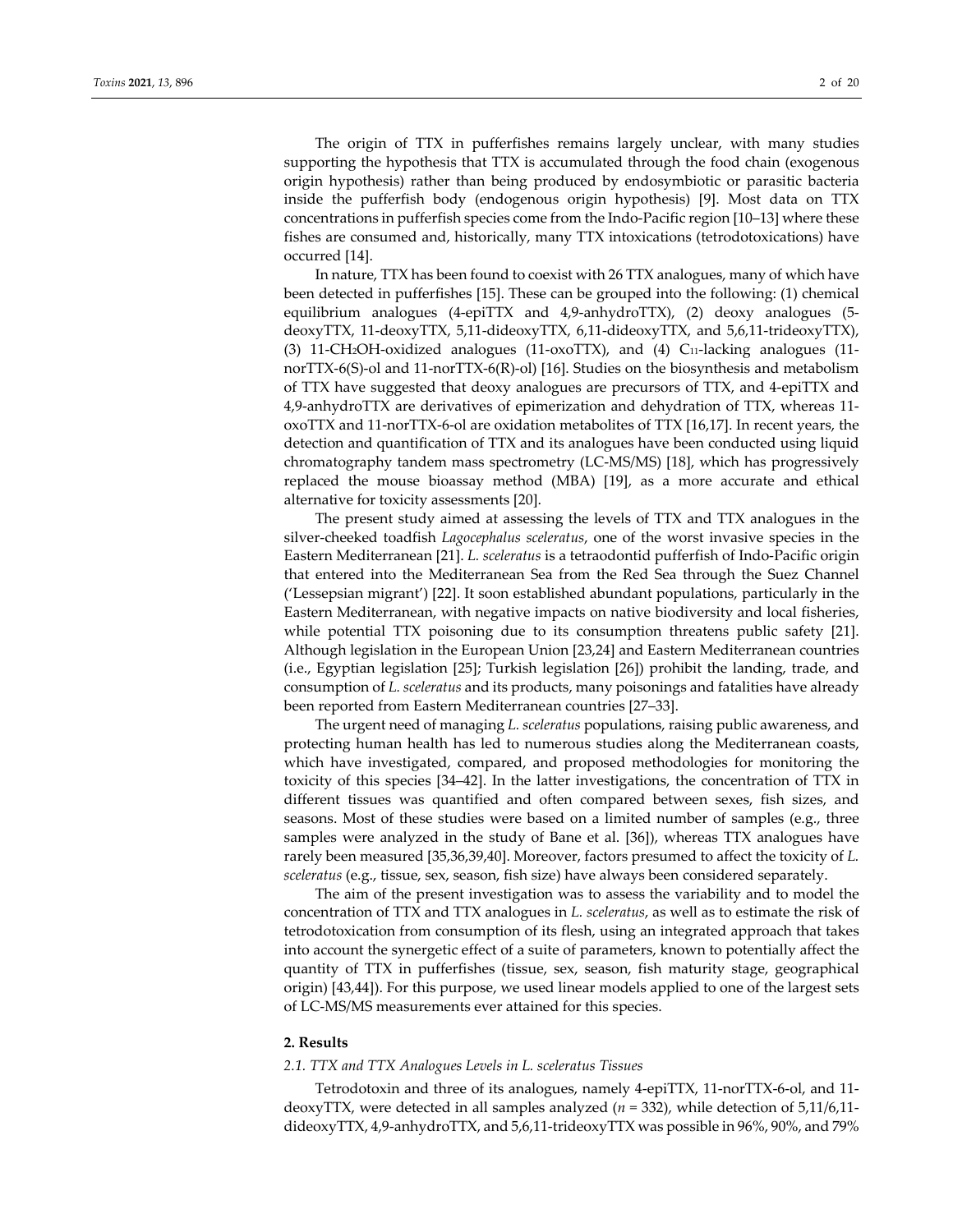The origin of TTX in pufferfishes remains largely unclear, with many studies supporting the hypothesis that TTX is accumulated through the food chain (exogenous origin hypothesis) rather than being produced by endosymbiotic or parasitic bacteria inside the pufferfish body (endogenous origin hypothesis) [9]. Most data on TTX concentrations in pufferfish species come from the Indo-Pacific region [10–13] where these fishes are consumed and, historically, many TTX intoxications (tetrodotoxications) have occurred [14].

In nature, TTX has been found to coexist with 26 TTX analogues, many of which have been detected in pufferfishes [15]. These can be grouped into the following: (1) chemical equilibrium analogues (4-epiTTX and 4,9-anhydroTTX), (2) deoxy analogues (5-deoxyTTX, 11-deoxyTTX, 5,11-dideoxyTTX, 6,11-dideoxyTTX, and 5,6,11-trideoxyTTX), (3) 11-$CH_2OH$-oxidized analogues (11-oxoTTX), and (4) $C_{11}$-lacking analogues (11-norTTX-6(S)-ol and 11-norTTX-6(R)-ol) [16]. Studies on the biosynthesis and metabolism of TTX have suggested that deoxy analogues are precursors of TTX, and 4-epiTTX and 4,9-anhydroTTX are derivatives of epimerization and dehydration of TTX, whereas 11-oxoTTX and 11-norTTX-6-ol are oxidation metabolites of TTX [16,17]. In recent years, the detection and quantification of TTX and its analogues have been conducted using liquid chromatography tandem mass spectrometry (LC-MS/MS) [18], which has progressively replaced the mouse bioassay method (MBA) [19], as a more accurate and ethical alternative for toxicity assessments [20].

The present study aimed at assessing the levels of TTX and TTX analogues in the silver-cheeked toadfish *Lagocephalus sceleratus*, one of the worst invasive species in the Eastern Mediterranean [21]. *L. sceleratus* is a tetraodontid pufferfish of Indo-Pacific origin that entered into the Mediterranean Sea from the Red Sea through the Suez Channel ('Lessepsian migrant') [22]. It soon established abundant populations, particularly in the Eastern Mediterranean, with negative impacts on native biodiversity and local fisheries, while potential TTX poisoning due to its consumption threatens public safety [21]. Although legislation in the European Union [23,24] and Eastern Mediterranean countries (i.e., Egyptian legislation [25]; Turkish legislation [26]) prohibit the landing, trade, and consumption of *L. sceleratus* and its products, many poisonings and fatalities have already been reported from Eastern Mediterranean countries [27–33].

The urgent need of managing *L. sceleratus* populations, raising public awareness, and protecting human health has led to numerous studies along the Mediterranean coasts, which have investigated, compared, and proposed methodologies for monitoring the toxicity of this species [34–42]. In the latter investigations, the concentration of TTX in different tissues was quantified and often compared between sexes, fish sizes, and seasons. Most of these studies were based on a limited number of samples (e.g., three samples were analyzed in the study of Bane et al. [36]), whereas TTX analogues have rarely been measured [35,36,39,40]. Moreover, factors presumed to affect the toxicity of *L. sceleratus* (e.g., tissue, sex, season, fish size) have always been considered separately.

The aim of the present investigation was to assess the variability and to model the concentration of TTX and TTX analogues in *L. sceleratus*, as well as to estimate the risk of tetrodotoxication from consumption of its flesh, using an integrated approach that takes into account the synergetic effect of a suite of parameters, known to potentially affect the quantity of TTX in pufferfishes (tissue, sex, season, fish maturity stage, geographical origin) [43,44]). For this purpose, we used linear models applied to one of the largest sets of LC-MS/MS measurements ever attained for this species.

## 2. Results

### 2.1. TTX and TTX Analogues Levels in L. sceleratus Tissues

Tetrodotoxin and three of its analogues, namely 4-epiTTX, 11-norTTX-6-ol, and 11-deoxyTTX, were detected in all samples analyzed ($n$ = 332), while detection of 5,11/6,11-dideoxyTTX, 4,9-anhydroTTX, and 5,6,11-trideoxyTTX was possible in 96%, 90%, and 79%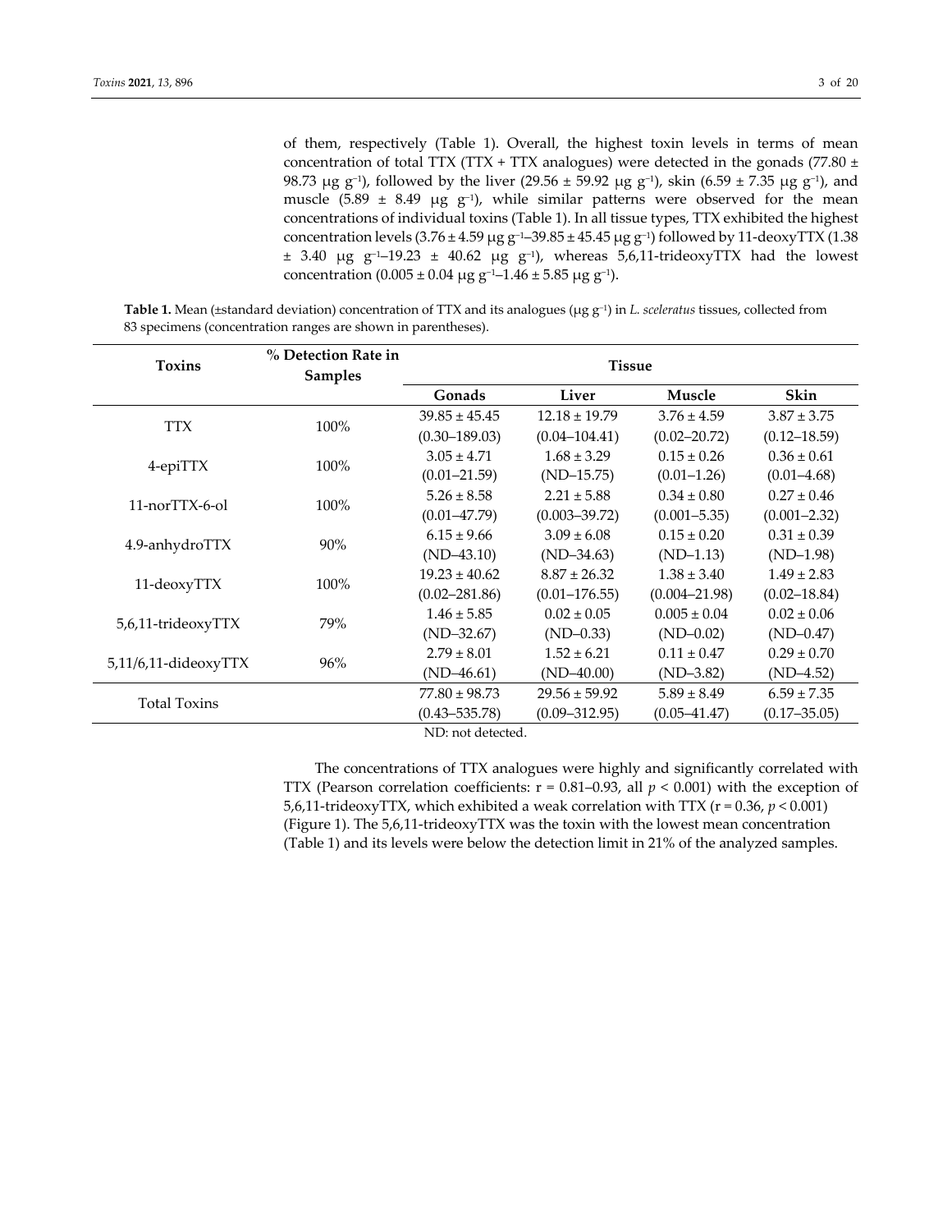of them, respectively (Table 1). Overall, the highest toxin levels in terms of mean concentration of total TTX (TTX + TTX analogues) were detected in the gonads (77.80 ± 98.73 μg $g^{-1}$), followed by the liver (29.56 ± 59.92 μg $g^{-1}$), skin (6.59 ± 7.35 μg $g^{-1}$), and muscle (5.89 ± 8.49 μg $g^{-1}$), while similar patterns were observed for the mean concentrations of individual toxins (Table 1). In all tissue types, TTX exhibited the highest concentration levels (3.76 ± 4.59 μg $g^{-1}$–39.85 ± 45.45 μg $g^{-1}$) followed by 11-deoxyTTX (1.38 ± 3.40 μg $g^{-1}$–19.23 ± 40.62 μg $g^{-1}$), whereas 5,6,11-trideoxyTTX had the lowest concentration (0.005 ± 0.04 μg $g^{-1}$–1.46 ± 5.85 μg $g^{-1}$).

**Table 1.** Mean (±standard deviation) concentration of TTX and its analogues (μg $g^{-1}$) in *L. sceleratus* tissues, collected from 83 specimens (concentration ranges are shown in parentheses).

| Toxins | % Detection Rate in Samples | Tissue | | | |
|---|---|---|---|---|---|
| | | **Gonads** | **Liver** | **Muscle** | **Skin** |
| TTX | 100% | 39.85 ± 45.45 (0.30–189.03) | 12.18 ± 19.79 (0.04–104.41) | 3.76 ± 4.59 (0.02–20.72) | 3.87 ± 3.75 (0.12–18.59) |
| 4-epiTTX | 100% | 3.05 ± 4.71 (0.01–21.59) | 1.68 ± 3.29 (ND–15.75) | 0.15 ± 0.26 (0.01–1.26) | 0.36 ± 0.61 (0.01–4.68) |
| 11-norTTX-6-ol | 100% | 5.26 ± 8.58 (0.01–47.79) | 2.21 ± 5.88 (0.003–39.72) | 0.34 ± 0.80 (0.001–5.35) | 0.27 ± 0.46 (0.001–2.32) |
| 4.9-anhydroTTX | 90% | 6.15 ± 9.66 (ND–43.10) | 3.09 ± 6.08 (ND–34.63) | 0.15 ± 0.20 (ND–1.13) | 0.31 ± 0.39 (ND–1.98) |
| 11-deoxyTTX | 100% | 19.23 ± 40.62 (0.02–281.86) | 8.87 ± 26.32 (0.01–176.55) | 1.38 ± 3.40 (0.004–21.98) | 1.49 ± 2.83 (0.02–18.84) |
| 5,6,11-trideoxyTTX | 79% | 1.46 ± 5.85 (ND–32.67) | 0.02 ± 0.05 (ND–0.33) | 0.005 ± 0.04 (ND–0.02) | 0.02 ± 0.06 (ND–0.47) |
| 5,11/6,11-dideoxyTTX | 96% | 2.79 ± 8.01 (ND–46.61) | 1.52 ± 6.21 (ND–40.00) | 0.11 ± 0.47 (ND–3.82) | 0.29 ± 0.70 (ND–4.52) |
| Total Toxins | | 77.80 ± 98.73 (0.43–535.78) | 29.56 ± 59.92 (0.09–312.95) | 5.89 ± 8.49 (0.05–41.47) | 6.59 ± 7.35 (0.17–35.05) |

ND: not detected.

The concentrations of TTX analogues were highly and significantly correlated with TTX (Pearson correlation coefficients: r = 0.81–0.93, all $p < 0.001$) with the exception of 5,6,11-trideoxyTTX, which exhibited a weak correlation with TTX (r = 0.36, $p < 0.001$) (Figure 1). The 5,6,11-trideoxyTTX was the toxin with the lowest mean concentration (Table 1) and its levels were below the detection limit in 21% of the analyzed samples.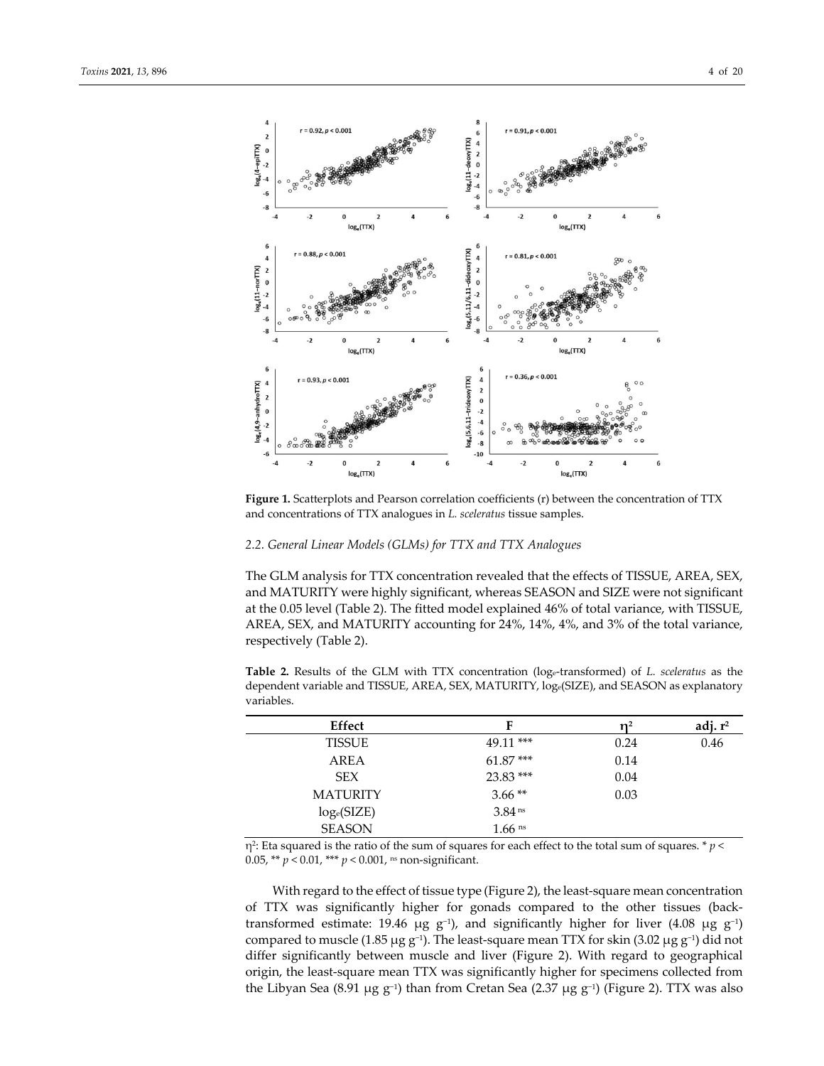**Figure 1.** Scatterplots and Pearson correlation coefficients (r) between the concentration of TTX and concentrations of TTX analogues in *L. sceleratus* tissue samples.

### 2.2. General Linear Models (GLMs) for TTX and TTX Analogues

The GLM analysis for TTX concentration revealed that the effects of TISSUE, AREA, SEX, and MATURITY were highly significant, whereas SEASON and SIZE were not significant at the 0.05 level (Table 2). The fitted model explained 46% of total variance, with TISSUE, AREA, SEX, and MATURITY accounting for 24%, 14%, 4%, and 3% of the total variance, respectively (Table 2).

**Table 2.** Results of the GLM with TTX concentration ($\log_e$-transformed) of *L. sceleratus* as the dependent variable and TISSUE, AREA, SEX, MATURITY, $\log_e$(SIZE), and SEASON as explanatory variables.

| Effect | F | $\eta^2$ | adj. $r^2$ |
|---|---|---|---|
| TISSUE | 49.11 *** | 0.24 | 0.46 |
| AREA | 61.87 *** | 0.14 | |
| SEX | 23.83 *** | 0.04 | |
| MATURITY | 3.66 ** | 0.03 | |
| $\log_e$(SIZE) | 3.84 ns | | |
| SEASON | 1.66 ns | | |

$\eta^2$: Eta squared is the ratio of the sum of squares for each effect to the total sum of squares. * $p < 0.05$, ** $p < 0.01$, *** $p < 0.001$, ns non-significant.

With regard to the effect of tissue type (Figure 2), the least-square mean concentration of TTX was significantly higher for gonads compared to the other tissues (back-transformed estimate: 19.46 μg $g^{-1}$), and significantly higher for liver (4.08 μg $g^{-1}$) compared to muscle (1.85 μg $g^{-1}$). The least-square mean TTX for skin (3.02 μg $g^{-1}$) did not differ significantly between muscle and liver (Figure 2). With regard to geographical origin, the least-square mean TTX was significantly higher for specimens collected from the Libyan Sea (8.91 μg $g^{-1}$) than from Cretan Sea (2.37 μg $g^{-1}$) (Figure 2). TTX was also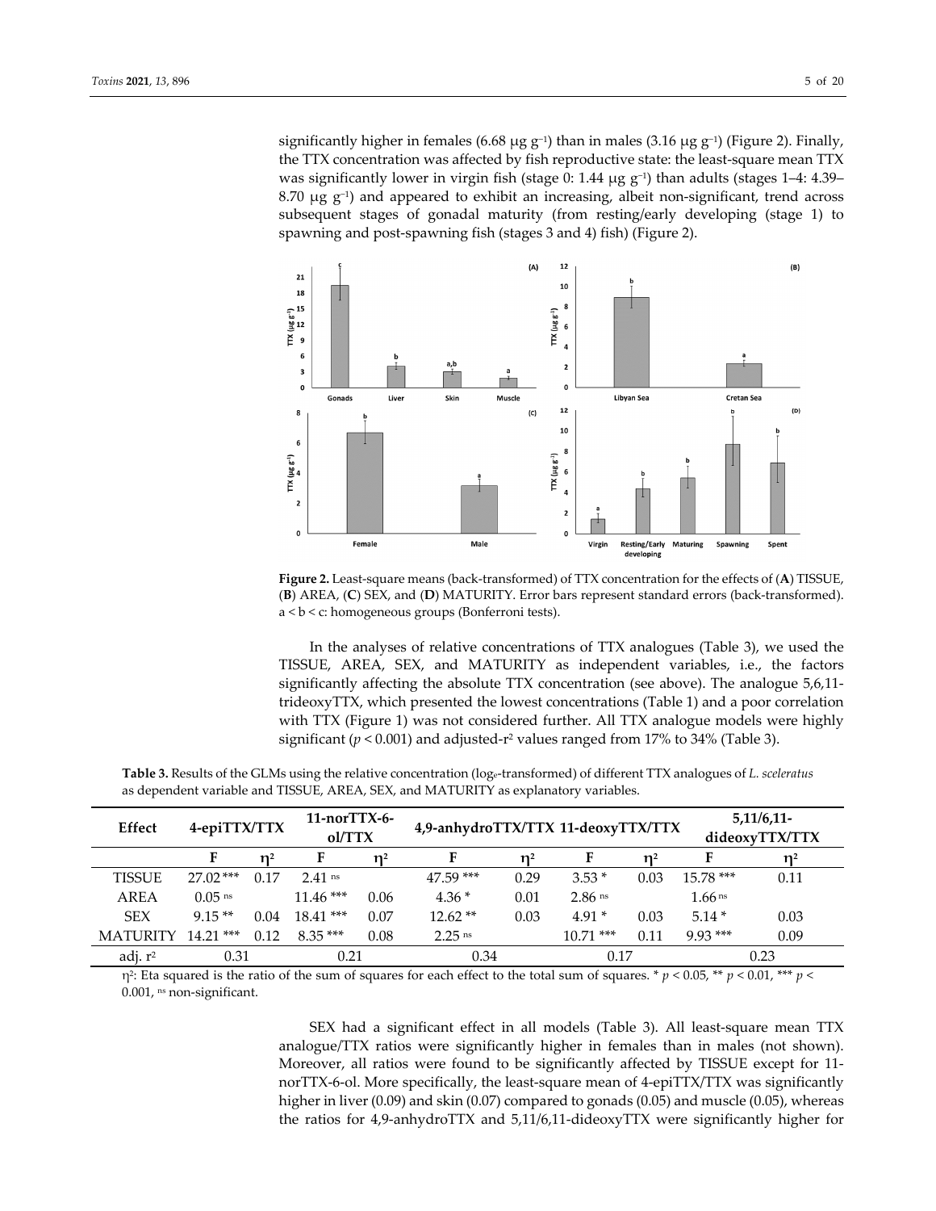significantly higher in females (6.68 μg g$^{-1}$) than in males (3.16 μg g$^{-1}$) (Figure 2). Finally, the TTX concentration was affected by fish reproductive state: the least-square mean TTX was significantly lower in virgin fish (stage 0: 1.44 μg g$^{-1}$) than adults (stages 1–4: 4.39–8.70 μg g$^{-1}$) and appeared to exhibit an increasing, albeit non-significant, trend across subsequent stages of gonadal maturity (from resting/early developing (stage 1) to spawning and post-spawning fish (stages 3 and 4) fish) (Figure 2).

**Figure 2.** Least-square means (back-transformed) of TTX concentration for the effects of (**A**) TISSUE, (**B**) AREA, (**C**) SEX, and (**D**) MATURITY. Error bars represent standard errors (back-transformed). a < b < c: homogeneous groups (Bonferroni tests).

In the analyses of relative concentrations of TTX analogues (Table 3), we used the TISSUE, AREA, SEX, and MATURITY as independent variables, i.e., the factors significantly affecting the absolute TTX concentration (see above). The analogue 5,6,11-trideoxyTTX, which presented the lowest concentrations (Table 1) and a poor correlation with TTX (Figure 1) was not considered further. All TTX analogue models were highly significant ($p < 0.001$) and adjusted-$r^2$ values ranged from 17% to 34% (Table 3).

**Table 3.** Results of the GLMs using the relative concentration ($\log_e$-transformed) of different TTX analogues of *L. sceleratus* as dependent variable and TISSUE, AREA, SEX, and MATURITY as explanatory variables.

| Effect | 4-epiTTX/TTX | | 11-norTTX-6-ol/TTX | | 4,9-anhydroTTX/TTX | | 11-deoxyTTX/TTX | | 5,11/6,11-dideoxyTTX/TTX | |
|---|---|---|---|---|---|---|---|---|---|---|
| | F | $\eta^2$ | F | $\eta^2$ | F | $\eta^2$ | F | $\eta^2$ | F | $\eta^2$ |
| TISSUE | 27.02 *** | 0.17 | 2.41 ns | | 47.59 *** | 0.29 | 3.53 * | 0.03 | 15.78 *** | 0.11 |
| AREA | 0.05 ns | | 11.46 *** | 0.06 | 4.36 * | 0.01 | 2.86 ns | | 1.66 ns | |
| SEX | 9.15 ** | 0.04 | 18.41 *** | 0.07 | 12.62 ** | 0.03 | 4.91 * | 0.03 | 5.14 * | 0.03 |
| MATURITY | 14.21 *** | 0.12 | 8.35 *** | 0.08 | 2.25 ns | | 10.71 *** | 0.11 | 9.93 *** | 0.09 |
| adj. $r^2$ | 0.31 | | 0.21 | | 0.34 | | 0.17 | | 0.23 | |

$\eta^2$: Eta squared is the ratio of the sum of squares for each effect to the total sum of squares. * $p < 0.05$, ** $p < 0.01$, *** $p < 0.001$, ns non-significant.

SEX had a significant effect in all models (Table 3). All least-square mean TTX analogue/TTX ratios were significantly higher in females than in males (not shown). Moreover, all ratios were found to be significantly affected by TISSUE except for 11-norTTX-6-ol. More specifically, the least-square mean of 4-epiTTX/TTX was significantly higher in liver (0.09) and skin (0.07) compared to gonads (0.05) and muscle (0.05), whereas the ratios for 4,9-anhydroTTX and 5,11/6,11-dideoxyTTX were significantly higher for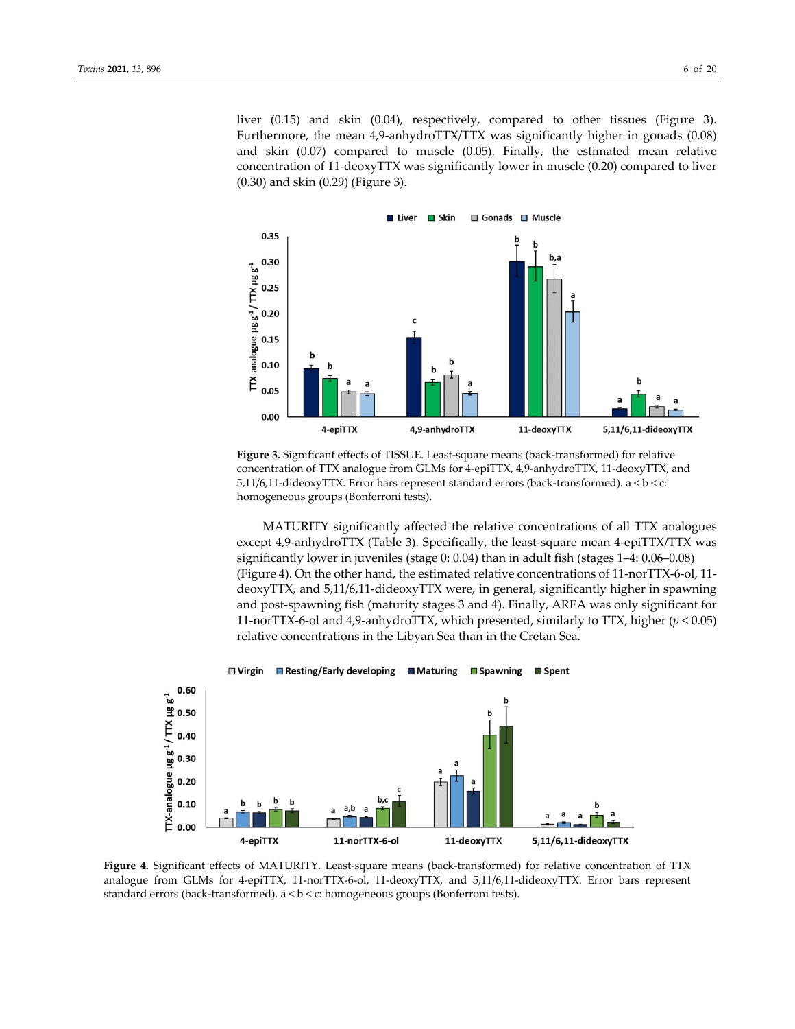liver (0.15) and skin (0.04), respectively, compared to other tissues (Figure 3). Furthermore, the mean 4,9-anhydroTTX/TTX was significantly higher in gonads (0.08) and skin (0.07) compared to muscle (0.05). Finally, the estimated mean relative concentration of 11-deoxyTTX was significantly lower in muscle (0.20) compared to liver (0.30) and skin (0.29) (Figure 3).

**Figure 3.** Significant effects of TISSUE. Least-square means (back-transformed) for relative concentration of TTX analogue from GLMs for 4-epiTTX, 4,9-anhydroTTX, 11-deoxyTTX, and 5,11/6,11-dideoxyTTX. Error bars represent standard errors (back-transformed). a < b < c: homogeneous groups (Bonferroni tests).

MATURITY significantly affected the relative concentrations of all TTX analogues except 4,9-anhydroTTX (Table 3). Specifically, the least-square mean 4-epiTTX/TTX was significantly lower in juveniles (stage 0: 0.04) than in adult fish (stages 1–4: 0.06–0.08) (Figure 4). On the other hand, the estimated relative concentrations of 11-norTTX-6-ol, 11-deoxyTTX, and 5,11/6,11-dideoxyTTX were, in general, significantly higher in spawning and post-spawning fish (maturity stages 3 and 4). Finally, AREA was only significant for 11-norTTX-6-ol and 4,9-anhydroTTX, which presented, similarly to TTX, higher ($p < 0.05$) relative concentrations in the Libyan Sea than in the Cretan Sea.

**Figure 4.** Significant effects of MATURITY. Least-square means (back-transformed) for relative concentration of TTX analogue from GLMs for 4-epiTTX, 11-norTTX-6-ol, 11-deoxyTTX, and 5,11/6,11-dideoxyTTX. Error bars represent standard errors (back-transformed). a < b < c: homogeneous groups (Bonferroni tests).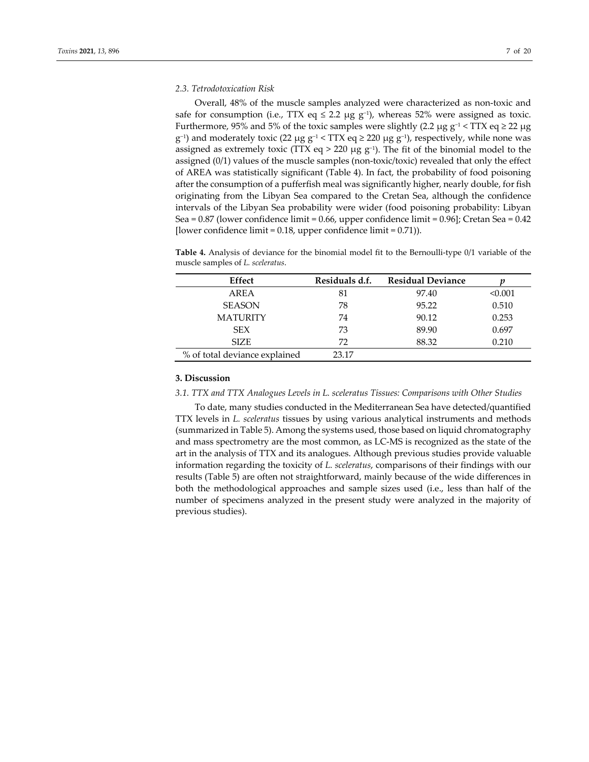### 2.3. Tetrodotoxication Risk

Overall, 48% of the muscle samples analyzed were characterized as non-toxic and safe for consumption (i.e., TTX eq ≤ 2.2 μg $g^{-1}$), whereas 52% were assigned as toxic. Furthermore, 95% and 5% of the toxic samples were slightly (2.2 μg $g^{-1}$ < TTX eq ≥ 22 μg $g^{-1}$) and moderately toxic (22 μg $g^{-1}$ < TTX eq ≥ 220 μg $g^{-1}$), respectively, while none was assigned as extremely toxic (TTX eq > 220 μg $g^{-1}$). The fit of the binomial model to the assigned (0/1) values of the muscle samples (non-toxic/toxic) revealed that only the effect of AREA was statistically significant (Table 4). In fact, the probability of food poisoning after the consumption of a pufferfish meal was significantly higher, nearly double, for fish originating from the Libyan Sea compared to the Cretan Sea, although the confidence intervals of the Libyan Sea probability were wider (food poisoning probability: Libyan Sea = 0.87 (lower confidence limit = 0.66, upper confidence limit = 0.96]; Cretan Sea = 0.42 [lower confidence limit = 0.18, upper confidence limit = 0.71)).

**Table 4.** Analysis of deviance for the binomial model fit to the Bernoulli-type 0/1 variable of the muscle samples of *L. sceleratus*.

| Effect | Residuals d.f. | Residual Deviance | *p* |
|---|---|---|---|
| AREA | 81 | 97.40 | <0.001 |
| SEASON | 78 | 95.22 | 0.510 |
| MATURITY | 74 | 90.12 | 0.253 |
| SEX | 73 | 89.90 | 0.697 |
| SIZE | 72 | 88.32 | 0.210 |
| % of total deviance explained | 23.17 | | |

## 3. Discussion

### 3.1. TTX and TTX Analogues Levels in L. sceleratus Tissues: Comparisons with Other Studies

To date, many studies conducted in the Mediterranean Sea have detected/quantified TTX levels in *L. sceleratus* tissues by using various analytical instruments and methods (summarized in Table 5). Among the systems used, those based on liquid chromatography and mass spectrometry are the most common, as LC-MS is recognized as the state of the art in the analysis of TTX and its analogues. Although previous studies provide valuable information regarding the toxicity of *L. sceleratus*, comparisons of their findings with our results (Table 5) are often not straightforward, mainly because of the wide differences in both the methodological approaches and sample sizes used (i.e., less than half of the number of specimens analyzed in the present study were analyzed in the majority of previous studies).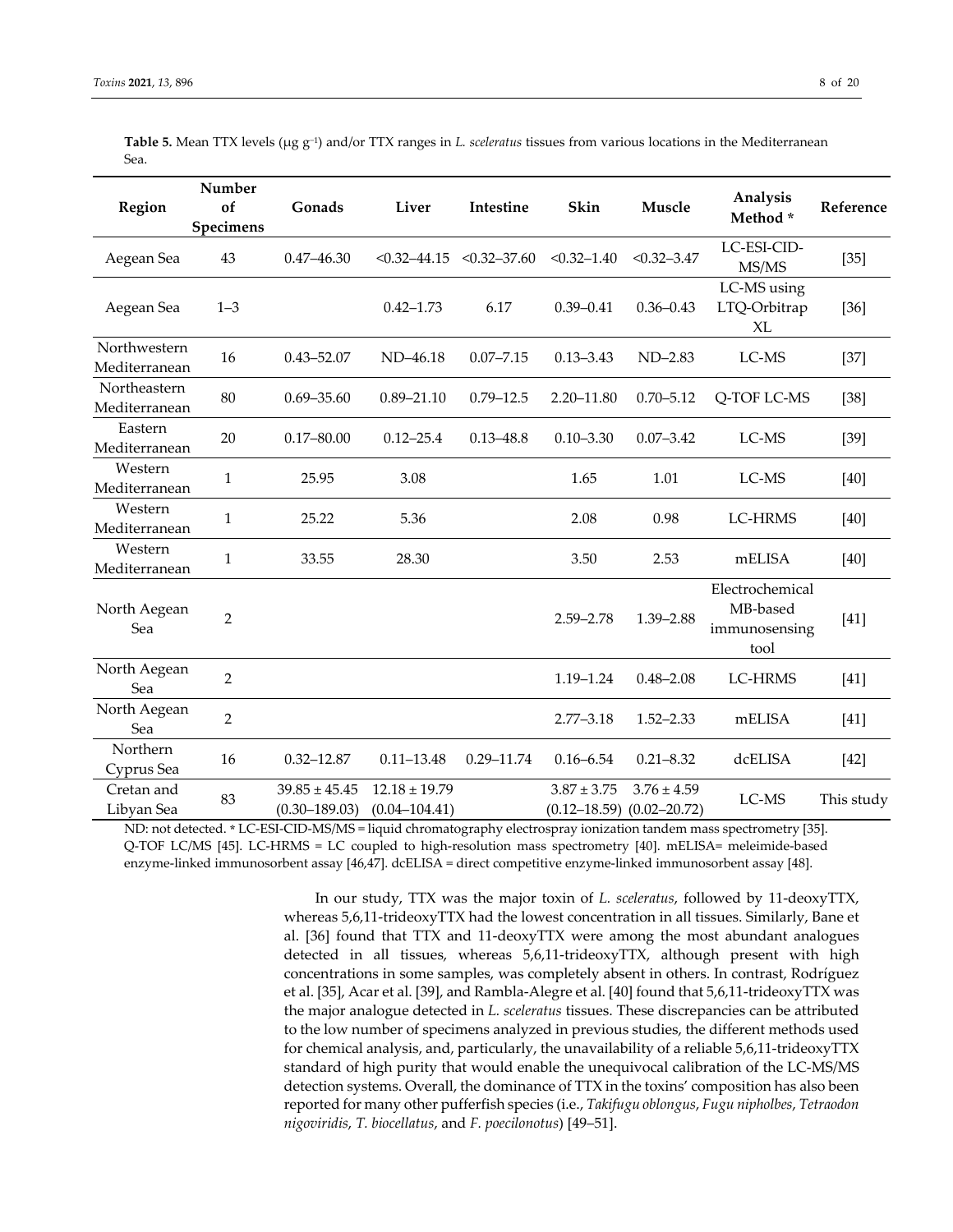**Table 5.** Mean TTX levels (μg $g^{-1}$) and/or TTX ranges in *L. sceleratus* tissues from various locations in the Mediterranean Sea.

| Region | Number of Specimens | Gonads | Liver | Intestine | Skin | Muscle | Analysis Method * | Reference |
|---|---|---|---|---|---|---|---|---|
| Aegean Sea | 43 | 0.47–46.30 | <0.32–44.15 | <0.32–37.60 | <0.32–1.40 | <0.32–3.47 | LC-ESI-CID-MS/MS | [35] |
| Aegean Sea | 1–3 | | 0.42–1.73 | 6.17 | 0.39–0.41 | 0.36–0.43 | LC-MS using LTQ-Orbitrap XL | [36] |
| Northwestern Mediterranean | 16 | 0.43–52.07 | ND–46.18 | 0.07–7.15 | 0.13–3.43 | ND–2.83 | LC-MS | [37] |
| Northeastern Mediterranean | 80 | 0.69–35.60 | 0.89–21.10 | 0.79–12.5 | 2.20–11.80 | 0.70–5.12 | Q-TOF LC-MS | [38] |
| Eastern Mediterranean | 20 | 0.17–80.00 | 0.12–25.4 | 0.13–48.8 | 0.10–3.30 | 0.07–3.42 | LC-MS | [39] |
| Western Mediterranean | 1 | 25.95 | 3.08 | | 1.65 | 1.01 | LC-MS | [40] |
| Western Mediterranean | 1 | 25.22 | 5.36 | | 2.08 | 0.98 | LC-HRMS | [40] |
| Western Mediterranean | 1 | 33.55 | 28.30 | | 3.50 | 2.53 | mELISA | [40] |
| North Aegean Sea | 2 | | | | 2.59–2.78 | 1.39–2.88 | Electrochemical MB-based immunosensing tool | [41] |
| North Aegean Sea | 2 | | | | 1.19–1.24 | 0.48–2.08 | LC-HRMS | [41] |
| North Aegean Sea | 2 | | | | 2.77–3.18 | 1.52–2.33 | mELISA | [41] |
| Northern Cyprus Sea | 16 | 0.32–12.87 | 0.11–13.48 | 0.29–11.74 | 0.16–6.54 | 0.21–8.32 | dcELISA | [42] |
| Cretan and Libyan Sea | 83 | 39.85 ± 45.45 (0.30–189.03) | 12.18 ± 19.79 (0.04–104.41) | | 3.87 ± 3.75 (0.12–18.59) | 3.76 ± 4.59 (0.02–20.72) | LC-MS | This study |

ND: not detected. * LC-ESI-CID-MS/MS = liquid chromatography electrospray ionization tandem mass spectrometry [35]. Q-TOF LC/MS [45]. LC-HRMS = LC coupled to high-resolution mass spectrometry [40]. mELISA= meleimide-based enzyme-linked immunosorbent assay [46,47]. dcELISA = direct competitive enzyme-linked immunosorbent assay [48].

In our study, TTX was the major toxin of *L. sceleratus*, followed by 11-deoxyTTX, whereas 5,6,11-trideoxyTTX had the lowest concentration in all tissues. Similarly, Bane et al. [36] found that TTX and 11-deoxyTTX were among the most abundant analogues detected in all tissues, whereas 5,6,11-trideoxyTTX, although present with high concentrations in some samples, was completely absent in others. In contrast, Rodríguez et al. [35], Acar et al. [39], and Rambla-Alegre et al. [40] found that 5,6,11-trideoxyTTX was the major analogue detected in *L. sceleratus* tissues. These discrepancies can be attributed to the low number of specimens analyzed in previous studies, the different methods used for chemical analysis, and, particularly, the unavailability of a reliable 5,6,11-trideoxyTTX standard of high purity that would enable the unequivocal calibration of the LC-MS/MS detection systems. Overall, the dominance of TTX in the toxins' composition has also been reported for many other pufferfish species (i.e., *Takifugu oblongus*, *Fugu nipholbes*, *Tetraodon nigoviridis*, *T. biocellatus*, and *F. poecilonotus*) [49–51].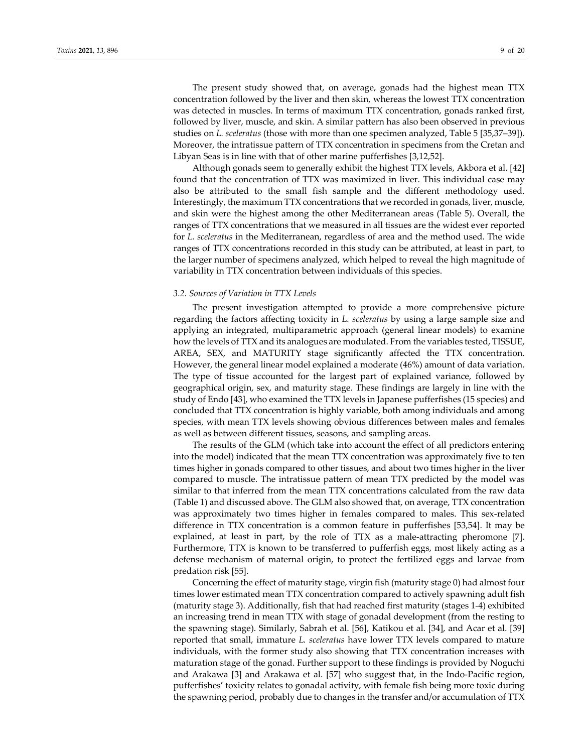The present study showed that, on average, gonads had the highest mean TTX concentration followed by the liver and then skin, whereas the lowest TTX concentration was detected in muscles. In terms of maximum TTX concentration, gonads ranked first, followed by liver, muscle, and skin. A similar pattern has also been observed in previous studies on *L. sceleratus* (those with more than one specimen analyzed, Table 5 [35,37–39]). Moreover, the intratissue pattern of TTX concentration in specimens from the Cretan and Libyan Seas is in line with that of other marine pufferfishes [3,12,52].

Although gonads seem to generally exhibit the highest TTX levels, Akbora et al. [42] found that the concentration of TTX was maximized in liver. This individual case may also be attributed to the small fish sample and the different methodology used. Interestingly, the maximum TTX concentrations that we recorded in gonads, liver, muscle, and skin were the highest among the other Mediterranean areas (Table 5). Overall, the ranges of TTX concentrations that we measured in all tissues are the widest ever reported for *L. sceleratus* in the Mediterranean, regardless of area and the method used. The wide ranges of TTX concentrations recorded in this study can be attributed, at least in part, to the larger number of specimens analyzed, which helped to reveal the high magnitude of variability in TTX concentration between individuals of this species.

### 3.2. Sources of Variation in TTX Levels

The present investigation attempted to provide a more comprehensive picture regarding the factors affecting toxicity in *L. sceleratus* by using a large sample size and applying an integrated, multiparametric approach (general linear models) to examine how the levels of TTX and its analogues are modulated. From the variables tested, TISSUE, AREA, SEX, and MATURITY stage significantly affected the TTX concentration. However, the general linear model explained a moderate (46%) amount of data variation. The type of tissue accounted for the largest part of explained variance, followed by geographical origin, sex, and maturity stage. These findings are largely in line with the study of Endo [43], who examined the TTX levels in Japanese pufferfishes (15 species) and concluded that TTX concentration is highly variable, both among individuals and among species, with mean TTX levels showing obvious differences between males and females as well as between different tissues, seasons, and sampling areas.

The results of the GLM (which take into account the effect of all predictors entering into the model) indicated that the mean TTX concentration was approximately five to ten times higher in gonads compared to other tissues, and about two times higher in the liver compared to muscle. The intratissue pattern of mean TTX predicted by the model was similar to that inferred from the mean TTX concentrations calculated from the raw data (Table 1) and discussed above. The GLM also showed that, on average, TTX concentration was approximately two times higher in females compared to males. This sex-related difference in TTX concentration is a common feature in pufferfishes [53,54]. It may be explained, at least in part, by the role of TTX as a male-attracting pheromone [7]. Furthermore, TTX is known to be transferred to pufferfish eggs, most likely acting as a defense mechanism of maternal origin, to protect the fertilized eggs and larvae from predation risk [55].

Concerning the effect of maturity stage, virgin fish (maturity stage 0) had almost four times lower estimated mean TTX concentration compared to actively spawning adult fish (maturity stage 3). Additionally, fish that had reached first maturity (stages 1-4) exhibited an increasing trend in mean TTX with stage of gonadal development (from the resting to the spawning stage). Similarly, Sabrah et al. [56], Katikou et al. [34], and Acar et al. [39] reported that small, immature *L. sceleratus* have lower TTX levels compared to mature individuals, with the former study also showing that TTX concentration increases with maturation stage of the gonad. Further support to these findings is provided by Noguchi and Arakawa [3] and Arakawa et al. [57] who suggest that, in the Indo-Pacific region, pufferfishes' toxicity relates to gonadal activity, with female fish being more toxic during the spawning period, probably due to changes in the transfer and/or accumulation of TTX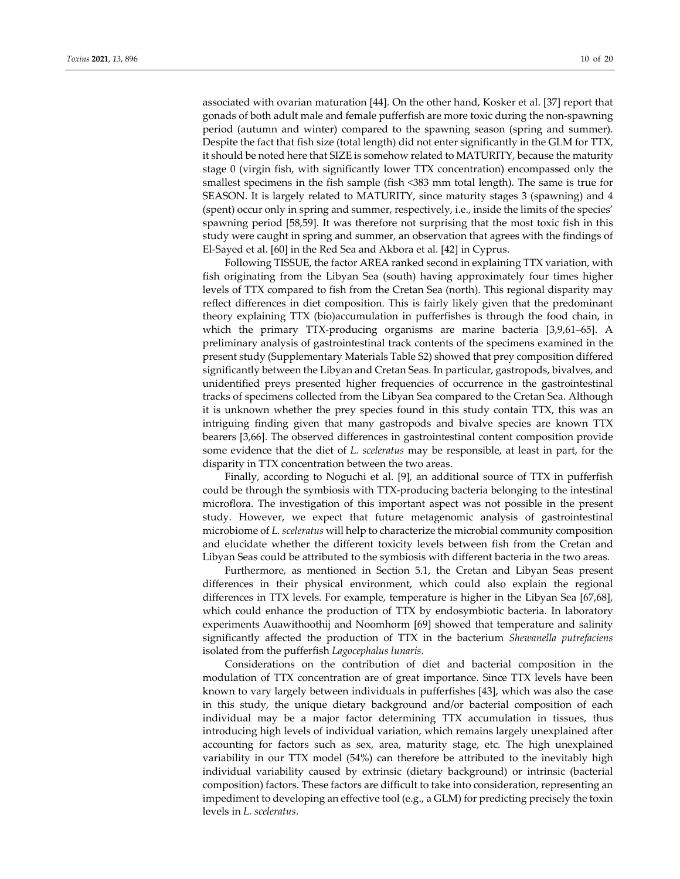associated with ovarian maturation [44]. On the other hand, Kosker et al. [37] report that gonads of both adult male and female pufferfish are more toxic during the non-spawning period (autumn and winter) compared to the spawning season (spring and summer). Despite the fact that fish size (total length) did not enter significantly in the GLM for TTX, it should be noted here that SIZE is somehow related to MATURITY, because the maturity stage 0 (virgin fish, with significantly lower TTX concentration) encompassed only the smallest specimens in the fish sample (fish <383 mm total length). The same is true for SEASON. It is largely related to MATURITY, since maturity stages 3 (spawning) and 4 (spent) occur only in spring and summer, respectively, i.e., inside the limits of the species' spawning period [58,59]. It was therefore not surprising that the most toxic fish in this study were caught in spring and summer, an observation that agrees with the findings of El-Sayed et al. [60] in the Red Sea and Akbora et al. [42] in Cyprus.

Following TISSUE, the factor AREA ranked second in explaining TTX variation, with fish originating from the Libyan Sea (south) having approximately four times higher levels of TTX compared to fish from the Cretan Sea (north). This regional disparity may reflect differences in diet composition. This is fairly likely given that the predominant theory explaining TTX (bio)accumulation in pufferfishes is through the food chain, in which the primary TTX-producing organisms are marine bacteria [3,9,61–65]. A preliminary analysis of gastrointestinal track contents of the specimens examined in the present study (Supplementary Materials Table S2) showed that prey composition differed significantly between the Libyan and Cretan Seas. In particular, gastropods, bivalves, and unidentified preys presented higher frequencies of occurrence in the gastrointestinal tracks of specimens collected from the Libyan Sea compared to the Cretan Sea. Although it is unknown whether the prey species found in this study contain TTX, this was an intriguing finding given that many gastropods and bivalve species are known TTX bearers [3,66]. The observed differences in gastrointestinal content composition provide some evidence that the diet of *L. sceleratus* may be responsible, at least in part, for the disparity in TTX concentration between the two areas.

Finally, according to Noguchi et al. [9], an additional source of TTX in pufferfish could be through the symbiosis with TTX-producing bacteria belonging to the intestinal microflora. The investigation of this important aspect was not possible in the present study. However, we expect that future metagenomic analysis of gastrointestinal microbiome of *L. sceleratus* will help to characterize the microbial community composition and elucidate whether the different toxicity levels between fish from the Cretan and Libyan Seas could be attributed to the symbiosis with different bacteria in the two areas.

Furthermore, as mentioned in Section 5.1, the Cretan and Libyan Seas present differences in their physical environment, which could also explain the regional differences in TTX levels. For example, temperature is higher in the Libyan Sea [67,68], which could enhance the production of TTX by endosymbiotic bacteria. In laboratory experiments Auawithoothij and Noomhorm [69] showed that temperature and salinity significantly affected the production of TTX in the bacterium *Shewanella putrefaciens* isolated from the pufferfish *Lagocephalus lunaris*.

Considerations on the contribution of diet and bacterial composition in the modulation of TTX concentration are of great importance. Since TTX levels have been known to vary largely between individuals in pufferfishes [43], which was also the case in this study, the unique dietary background and/or bacterial composition of each individual may be a major factor determining TTX accumulation in tissues, thus introducing high levels of individual variation, which remains largely unexplained after accounting for factors such as sex, area, maturity stage, etc. The high unexplained variability in our TTX model (54%) can therefore be attributed to the inevitably high individual variability caused by extrinsic (dietary background) or intrinsic (bacterial composition) factors. These factors are difficult to take into consideration, representing an impediment to developing an effective tool (e.g., a GLM) for predicting precisely the toxin levels in *L. sceleratus*.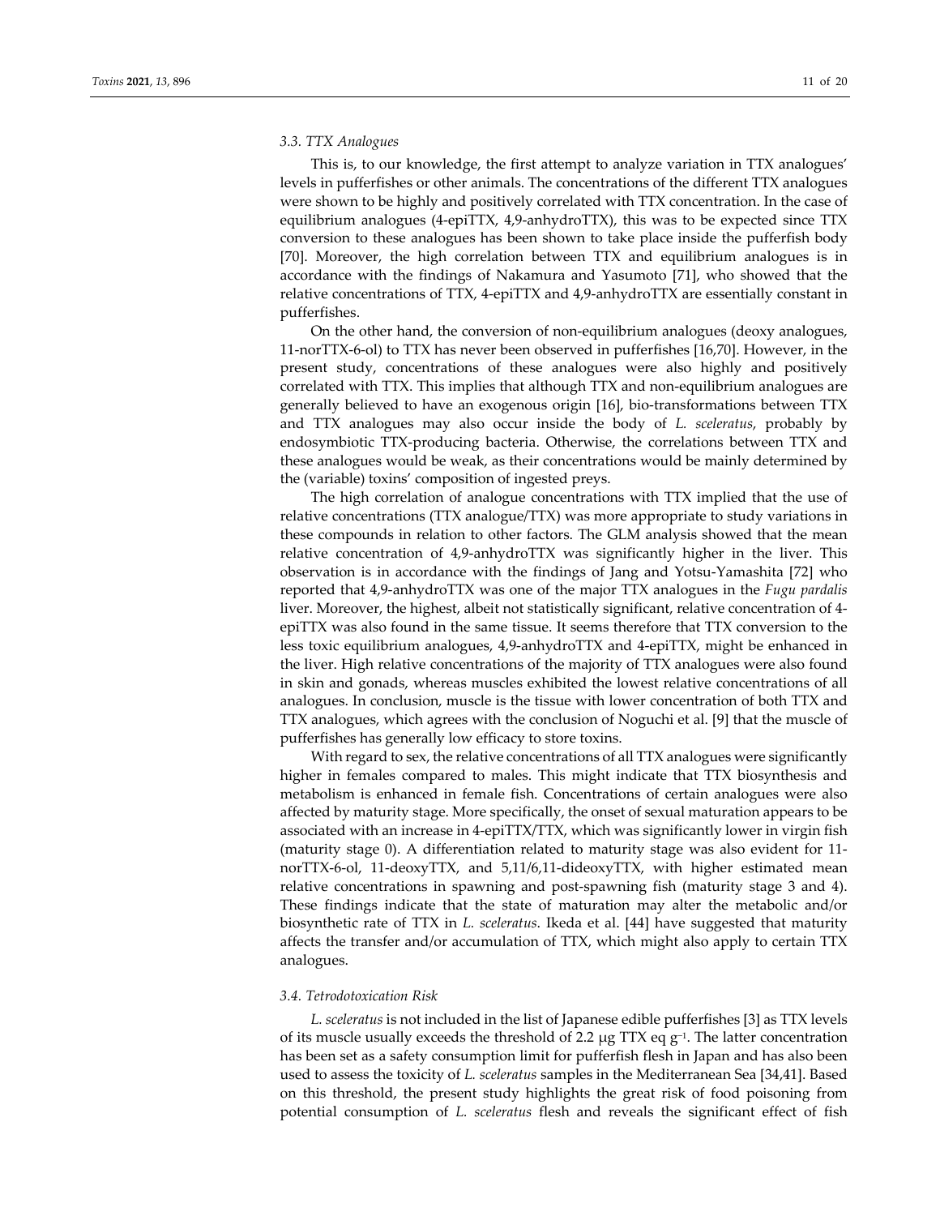### 3.3. TTX Analogues

This is, to our knowledge, the first attempt to analyze variation in TTX analogues' levels in pufferfishes or other animals. The concentrations of the different TTX analogues were shown to be highly and positively correlated with TTX concentration. In the case of equilibrium analogues (4-epiTTX, 4,9-anhydroTTX), this was to be expected since TTX conversion to these analogues has been shown to take place inside the pufferfish body [70]. Moreover, the high correlation between TTX and equilibrium analogues is in accordance with the findings of Nakamura and Yasumoto [71], who showed that the relative concentrations of TTX, 4-epiTTX and 4,9-anhydroTTX are essentially constant in pufferfishes.

On the other hand, the conversion of non-equilibrium analogues (deoxy analogues, 11-norTTX-6-ol) to TTX has never been observed in pufferfishes [16,70]. However, in the present study, concentrations of these analogues were also highly and positively correlated with TTX. This implies that although TTX and non-equilibrium analogues are generally believed to have an exogenous origin [16], bio-transformations between TTX and TTX analogues may also occur inside the body of *L. sceleratus*, probably by endosymbiotic TTX-producing bacteria. Otherwise, the correlations between TTX and these analogues would be weak, as their concentrations would be mainly determined by the (variable) toxins' composition of ingested preys.

The high correlation of analogue concentrations with TTX implied that the use of relative concentrations (TTX analogue/TTX) was more appropriate to study variations in these compounds in relation to other factors. The GLM analysis showed that the mean relative concentration of 4,9-anhydroTTX was significantly higher in the liver. This observation is in accordance with the findings of Jang and Yotsu-Yamashita [72] who reported that 4,9-anhydroTTX was one of the major TTX analogues in the *Fugu pardalis* liver. Moreover, the highest, albeit not statistically significant, relative concentration of 4-epiTTX was also found in the same tissue. It seems therefore that TTX conversion to the less toxic equilibrium analogues, 4,9-anhydroTTX and 4-epiTTX, might be enhanced in the liver. High relative concentrations of the majority of TTX analogues were also found in skin and gonads, whereas muscles exhibited the lowest relative concentrations of all analogues. In conclusion, muscle is the tissue with lower concentration of both TTX and TTX analogues, which agrees with the conclusion of Noguchi et al. [9] that the muscle of pufferfishes has generally low efficacy to store toxins.

With regard to sex, the relative concentrations of all TTX analogues were significantly higher in females compared to males. This might indicate that TTX biosynthesis and metabolism is enhanced in female fish. Concentrations of certain analogues were also affected by maturity stage. More specifically, the onset of sexual maturation appears to be associated with an increase in 4-epiTTX/TTX, which was significantly lower in virgin fish (maturity stage 0). A differentiation related to maturity stage was also evident for 11-norTTX-6-ol, 11-deoxyTTX, and 5,11/6,11-dideoxyTTX, with higher estimated mean relative concentrations in spawning and post-spawning fish (maturity stage 3 and 4). These findings indicate that the state of maturation may alter the metabolic and/or biosynthetic rate of TTX in *L. sceleratus*. Ikeda et al. [44] have suggested that maturity affects the transfer and/or accumulation of TTX, which might also apply to certain TTX analogues.

### 3.4. Tetrodotoxication Risk

*L. sceleratus* is not included in the list of Japanese edible pufferfishes [3] as TTX levels of its muscle usually exceeds the threshold of 2.2 μg TTX eq $g^{-1}$. The latter concentration has been set as a safety consumption limit for pufferfish flesh in Japan and has also been used to assess the toxicity of *L. sceleratus* samples in the Mediterranean Sea [34,41]. Based on this threshold, the present study highlights the great risk of food poisoning from potential consumption of *L. sceleratus* flesh and reveals the significant effect of fish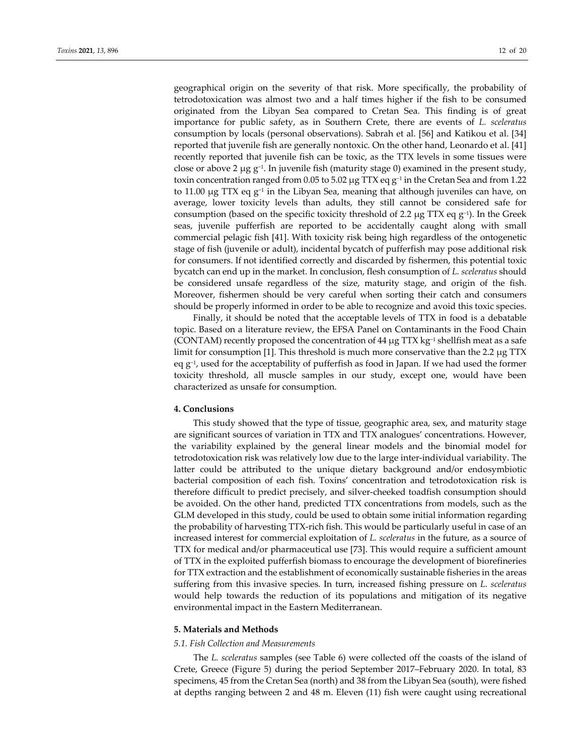geographical origin on the severity of that risk. More specifically, the probability of tetrodotoxication was almost two and a half times higher if the fish to be consumed originated from the Libyan Sea compared to Cretan Sea. This finding is of great importance for public safety, as in Southern Crete, there are events of *L. sceleratus* consumption by locals (personal observations). Sabrah et al. [56] and Katikou et al. [34] reported that juvenile fish are generally nontoxic. On the other hand, Leonardo et al. [41] recently reported that juvenile fish can be toxic, as the TTX levels in some tissues were close or above 2 μg $g^{-1}$. In juvenile fish (maturity stage 0) examined in the present study, toxin concentration ranged from 0.05 to 5.02 μg TTX eq $g^{-1}$ in the Cretan Sea and from 1.22 to 11.00 μg TTX eq $g^{-1}$ in the Libyan Sea, meaning that although juveniles can have, on average, lower toxicity levels than adults, they still cannot be considered safe for consumption (based on the specific toxicity threshold of 2.2 μg TTX eq $g^{-1}$). In the Greek seas, juvenile pufferfish are reported to be accidentally caught along with small commercial pelagic fish [41]. With toxicity risk being high regardless of the ontogenetic stage of fish (juvenile or adult), incidental bycatch of pufferfish may pose additional risk for consumers. If not identified correctly and discarded by fishermen, this potential toxic bycatch can end up in the market. In conclusion, flesh consumption of *L. sceleratus* should be considered unsafe regardless of the size, maturity stage, and origin of the fish. Moreover, fishermen should be very careful when sorting their catch and consumers should be properly informed in order to be able to recognize and avoid this toxic species.

Finally, it should be noted that the acceptable levels of TTX in food is a debatable topic. Based on a literature review, the EFSA Panel on Contaminants in the Food Chain (CONTAM) recently proposed the concentration of 44 μg TTX $kg^{-1}$ shellfish meat as a safe limit for consumption [1]. This threshold is much more conservative than the 2.2 μg TTX eq $g^{-1}$, used for the acceptability of pufferfish as food in Japan. If we had used the former toxicity threshold, all muscle samples in our study, except one, would have been characterized as unsafe for consumption.

## 4. Conclusions

This study showed that the type of tissue, geographic area, sex, and maturity stage are significant sources of variation in TTX and TTX analogues' concentrations. However, the variability explained by the general linear models and the binomial model for tetrodotoxication risk was relatively low due to the large inter-individual variability. The latter could be attributed to the unique dietary background and/or endosymbiotic bacterial composition of each fish. Toxins' concentration and tetrodotoxication risk is therefore difficult to predict precisely, and silver-cheeked toadfish consumption should be avoided. On the other hand, predicted TTX concentrations from models, such as the GLM developed in this study, could be used to obtain some initial information regarding the probability of harvesting TTX-rich fish. This would be particularly useful in case of an increased interest for commercial exploitation of *L. sceleratus* in the future, as a source of TTX for medical and/or pharmaceutical use [73]. This would require a sufficient amount of TTX in the exploited pufferfish biomass to encourage the development of biorefineries for TTX extraction and the establishment of economically sustainable fisheries in the areas suffering from this invasive species. In turn, increased fishing pressure on *L. sceleratus* would help towards the reduction of its populations and mitigation of its negative environmental impact in the Eastern Mediterranean.

## 5. Materials and Methods

### *5.1. Fish Collection and Measurements*

The *L. sceleratus* samples (see Table 6) were collected off the coasts of the island of Crete, Greece (Figure 5) during the period September 2017–February 2020. In total, 83 specimens, 45 from the Cretan Sea (north) and 38 from the Libyan Sea (south), were fished at depths ranging between 2 and 48 m. Eleven (11) fish were caught using recreational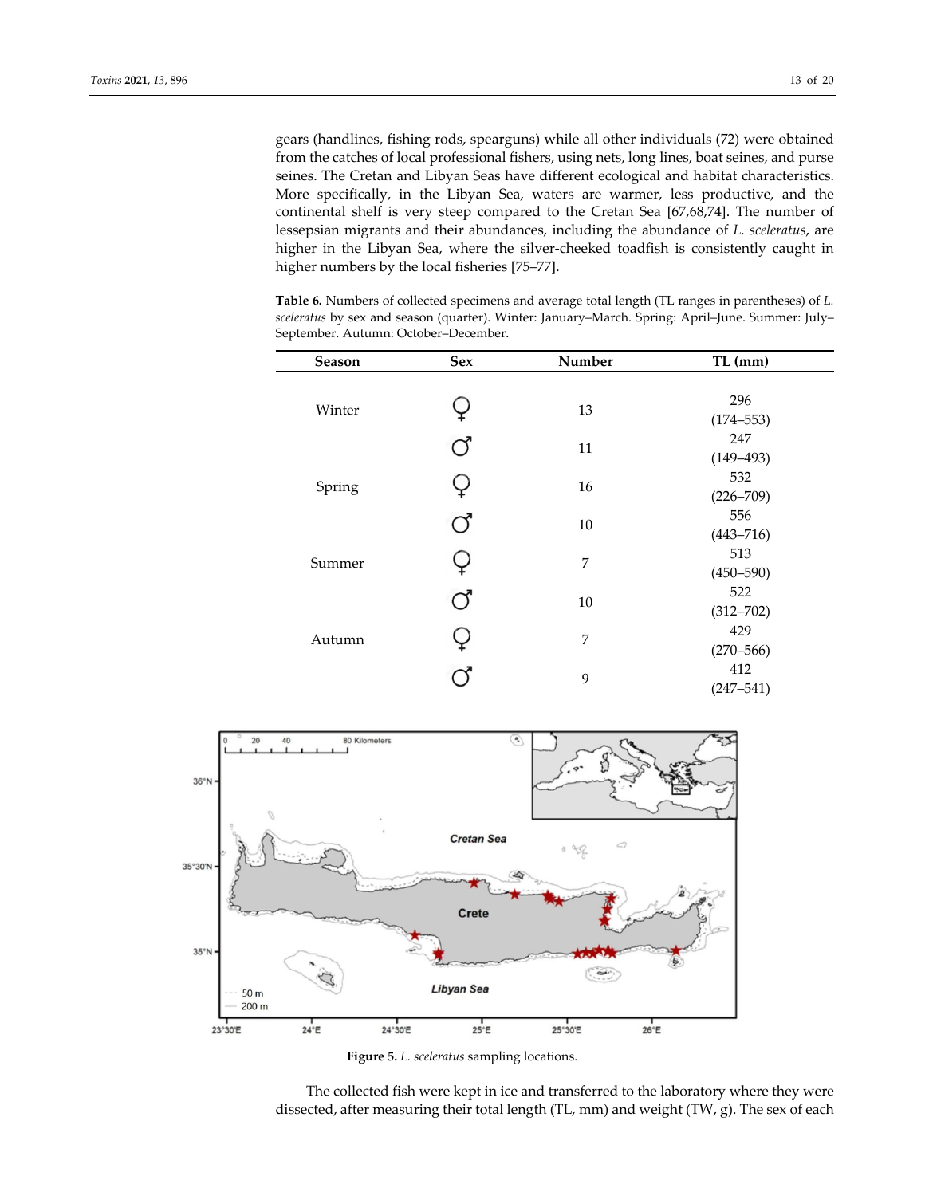gears (handlines, fishing rods, spearguns) while all other individuals (72) were obtained from the catches of local professional fishers, using nets, long lines, boat seines, and purse seines. The Cretan and Libyan Seas have different ecological and habitat characteristics. More specifically, in the Libyan Sea, waters are warmer, less productive, and the continental shelf is very steep compared to the Cretan Sea [67,68,74]. The number of lessepsian migrants and their abundances, including the abundance of *L. sceleratus*, are higher in the Libyan Sea, where the silver-cheeked toadfish is consistently caught in higher numbers by the local fisheries [75–77].

**Table 6.** Numbers of collected specimens and average total length (TL ranges in parentheses) of *L. sceleratus* by sex and season (quarter). Winter: January–March. Spring: April–June. Summer: July–September. Autumn: October–December.

| Season | Sex | Number | TL (mm) |
|---|---|---|---|
| Winter | ♀ | 13 | 296 (174–553) |
| | ♂ | 11 | 247 (149–493) |
| Spring | ♀ | 16 | 532 (226–709) |
| | ♂ | 10 | 556 (443–716) |
| Summer | ♀ | 7 | 513 (450–590) |
| | ♂ | 10 | 522 (312–702) |
| Autumn | ♀ | 7 | 429 (270–566) |
| | ♂ | 9 | 412 (247–541) |

**Figure 5.** *L. sceleratus* sampling locations.

The collected fish were kept in ice and transferred to the laboratory where they were dissected, after measuring their total length (TL, mm) and weight (TW, g). The sex of each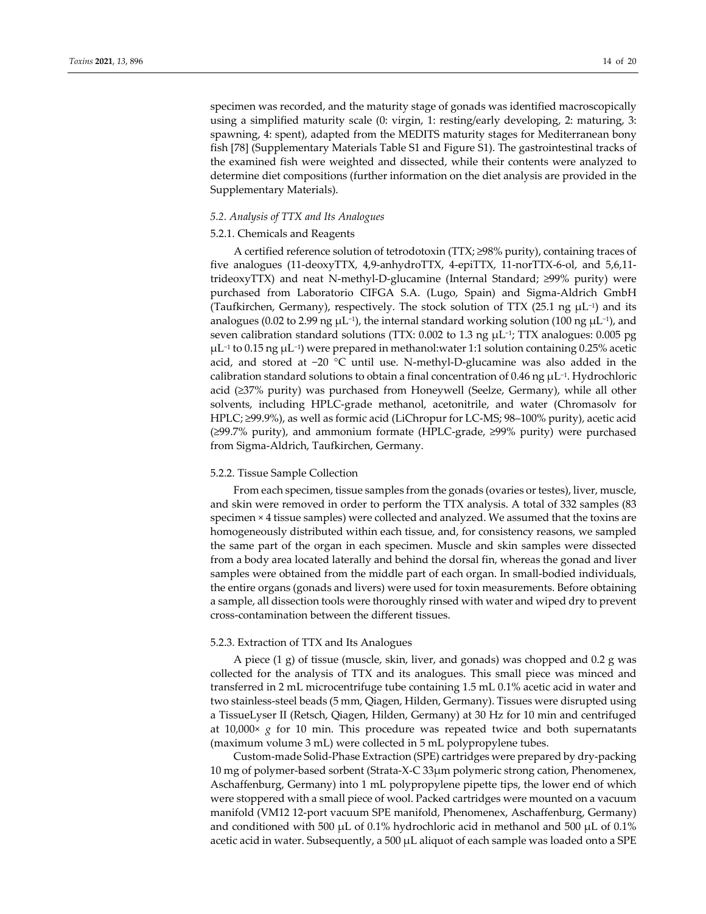specimen was recorded, and the maturity stage of gonads was identified macroscopically using a simplified maturity scale (0: virgin, 1: resting/early developing, 2: maturing, 3: spawning, 4: spent), adapted from the MEDITS maturity stages for Mediterranean bony fish [78] (Supplementary Materials Table S1 and Figure S1). The gastrointestinal tracks of the examined fish were weighted and dissected, while their contents were analyzed to determine diet compositions (further information on the diet analysis are provided in the Supplementary Materials).

### *5.2. Analysis of TTX and Its Analogues*

#### 5.2.1. Chemicals and Reagents

A certified reference solution of tetrodotoxin (TTX; ≥98% purity), containing traces of five analogues (11-deoxyTTX, 4,9-anhydroTTX, 4-epiTTX, 11-norTTX-6-ol, and 5,6,11-trideoxyTTX) and neat N-methyl-D-glucamine (Internal Standard; ≥99% purity) were purchased from Laboratorio CIFGA S.A. (Lugo, Spain) and Sigma-Aldrich GmbH (Taufkirchen, Germany), respectively. The stock solution of TTX (25.1 ng $\mu L^{-1}$) and its analogues (0.02 to 2.99 ng $\mu L^{-1}$), the internal standard working solution (100 ng $\mu L^{-1}$), and seven calibration standard solutions (TTX: 0.002 to 1.3 ng $\mu L^{-1}$; TTX analogues: 0.005 pg $\mu L^{-1}$ to 0.15 ng $\mu L^{-1}$) were prepared in methanol:water 1:1 solution containing 0.25% acetic acid, and stored at −20 °C until use. N-methyl-D-glucamine was also added in the calibration standard solutions to obtain a final concentration of 0.46 ng $\mu L^{-1}$. Hydrochloric acid (≥37% purity) was purchased from Honeywell (Seelze, Germany), while all other solvents, including HPLC-grade methanol, acetonitrile, and water (Chromasolv for HPLC; ≥99.9%), as well as formic acid (LiChropur for LC-MS; 98–100% purity), acetic acid (≥99.7% purity), and ammonium formate (HPLC-grade, ≥99% purity) were purchased from Sigma-Aldrich, Taufkirchen, Germany.

#### 5.2.2. Tissue Sample Collection

From each specimen, tissue samples from the gonads (ovaries or testes), liver, muscle, and skin were removed in order to perform the TTX analysis. A total of 332 samples (83 specimen × 4 tissue samples) were collected and analyzed. We assumed that the toxins are homogeneously distributed within each tissue, and, for consistency reasons, we sampled the same part of the organ in each specimen. Muscle and skin samples were dissected from a body area located laterally and behind the dorsal fin, whereas the gonad and liver samples were obtained from the middle part of each organ. In small-bodied individuals, the entire organs (gonads and livers) were used for toxin measurements. Before obtaining a sample, all dissection tools were thoroughly rinsed with water and wiped dry to prevent cross-contamination between the different tissues.

#### 5.2.3. Extraction of TTX and Its Analogues

A piece (1 g) of tissue (muscle, skin, liver, and gonads) was chopped and 0.2 g was collected for the analysis of TTX and its analogues. This small piece was minced and transferred in 2 mL microcentrifuge tube containing 1.5 mL 0.1% acetic acid in water and two stainless-steel beads (5 mm, Qiagen, Hilden, Germany). Tissues were disrupted using a TissueLyser II (Retsch, Qiagen, Hilden, Germany) at 30 Hz for 10 min and centrifuged at 10,000× *g* for 10 min. This procedure was repeated twice and both supernatants (maximum volume 3 mL) were collected in 5 mL polypropylene tubes.

Custom-made Solid-Phase Extraction (SPE) cartridges were prepared by dry-packing 10 mg of polymer-based sorbent (Strata-X-C 33μm polymeric strong cation, Phenomenex, Aschaffenburg, Germany) into 1 mL polypropylene pipette tips, the lower end of which were stoppered with a small piece of wool. Packed cartridges were mounted on a vacuum manifold (VM12 12-port vacuum SPE manifold, Phenomenex, Aschaffenburg, Germany) and conditioned with 500 μL of 0.1% hydrochloric acid in methanol and 500 μL of 0.1% acetic acid in water. Subsequently, a 500 μL aliquot of each sample was loaded onto a SPE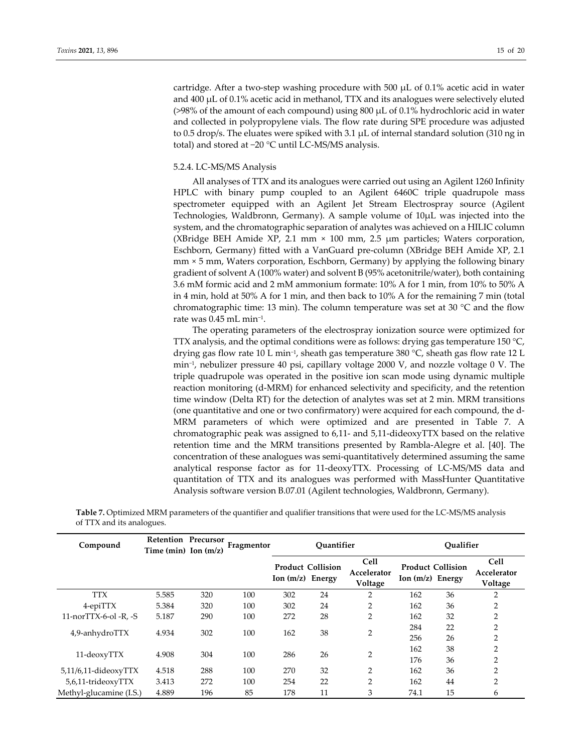cartridge. After a two-step washing procedure with 500 μL of 0.1% acetic acid in water and 400 μL of 0.1% acetic acid in methanol, TTX and its analogues were selectively eluted (>98% of the amount of each compound) using 800 μL of 0.1% hydrochloric acid in water and collected in polypropylene vials. The flow rate during SPE procedure was adjusted to 0.5 drop/s. The eluates were spiked with 3.1 μL of internal standard solution (310 ng in total) and stored at −20 °C until LC-MS/MS analysis.

#### 5.2.4. LC-MS/MS Analysis

All analyses of TTX and its analogues were carried out using an Agilent 1260 Infinity HPLC with binary pump coupled to an Agilent 6460C triple quadrupole mass spectrometer equipped with an Agilent Jet Stream Electrospray source (Agilent Technologies, Waldbronn, Germany). A sample volume of 10μL was injected into the system, and the chromatographic separation of analytes was achieved on a HILIC column (XBridge BEH Amide XP, 2.1 mm × 100 mm, 2.5 μm particles; Waters corporation, Eschborn, Germany) fitted with a VanGuard pre-column (XBridge BEH Amide XP, 2.1 mm × 5 mm, Waters corporation, Eschborn, Germany) by applying the following binary gradient of solvent A (100% water) and solvent B (95% acetonitrile/water), both containing 3.6 mM formic acid and 2 mM ammonium formate: 10% A for 1 min, from 10% to 50% A in 4 min, hold at 50% A for 1 min, and then back to 10% A for the remaining 7 min (total chromatographic time: 13 min). The column temperature was set at 30 °C and the flow rate was 0.45 mL min$^{-1}$.

The operating parameters of the electrospray ionization source were optimized for TTX analysis, and the optimal conditions were as follows: drying gas temperature 150 °C, drying gas flow rate 10 L min$^{-1}$, sheath gas temperature 380 °C, sheath gas flow rate 12 L min$^{-1}$, nebulizer pressure 40 psi, capillary voltage 2000 V, and nozzle voltage 0 V. The triple quadrupole was operated in the positive ion scan mode using dynamic multiple reaction monitoring (d-MRM) for enhanced selectivity and specificity, and the retention time window (Delta RT) for the detection of analytes was set at 2 min. MRM transitions (one quantitative and one or two confirmatory) were acquired for each compound, the d-MRM parameters of which were optimized and are presented in Table 7. A chromatographic peak was assigned to 6,11- and 5,11-dideoxyTTX based on the relative retention time and the MRM transitions presented by Rambla-Alegre et al. [40]. The concentration of these analogues was semi-quantitatively determined assuming the same analytical response factor as for 11-deoxyTTX. Processing of LC-MS/MS data and quantitation of TTX and its analogues was performed with MassHunter Quantitative Analysis software version B.07.01 (Agilent technologies, Waldbronn, Germany).

**Table 7.** Optimized MRM parameters of the quantifier and qualifier transitions that were used for the LC-MS/MS analysis of TTX and its analogues.

| Compound | Retention Time (min) | Precursor Ion (m/z) | Fragmentor | Quantifier | | | Qualifier | | |
|---|---|---|---|---|---|---|---|---|---|
| | | | | Product Ion (m/z) | Collision Energy | Cell Accelerator Voltage | Product Ion (m/z) | Collision Energy | Cell Accelerator Voltage |
| TTX | 5.585 | 320 | 100 | 302 | 24 | 2 | 162 | 36 | 2 |
| 4-epiTTX | 5.384 | 320 | 100 | 302 | 24 | 2 | 162 | 36 | 2 |
| 11-norTTX-6-ol -R, -S | 5.187 | 290 | 100 | 272 | 28 | 2 | 162 | 32 | 2 |
| 4,9-anhydroTTX | 4.934 | 302 | 100 | 162 | 38 | 2 | 284 | 22 | 2 |
| | | | | | | | 256 | 26 | 2 |
| 11-deoxyTTX | 4.908 | 304 | 100 | 286 | 26 | 2 | 162 | 38 | 2 |
| | | | | | | | 176 | 36 | 2 |
| 5,11/6,11-dideoxyTTX | 4.518 | 288 | 100 | 270 | 32 | 2 | 162 | 36 | 2 |
| 5,6,11-trideoxyTTX | 3.413 | 272 | 100 | 254 | 22 | 2 | 162 | 44 | 2 |
| Methyl-glucamine (I.S.) | 4.889 | 196 | 85 | 178 | 11 | 3 | 74.1 | 15 | 6 |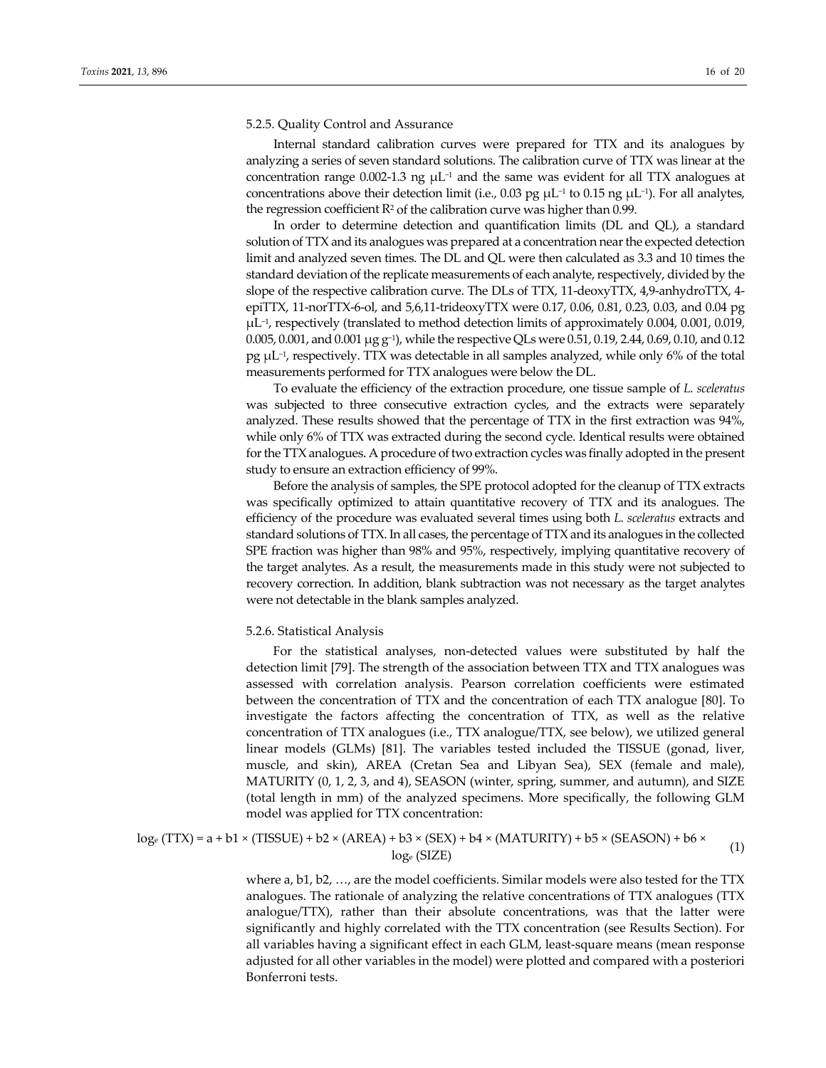### 5.2.5. Quality Control and Assurance

Internal standard calibration curves were prepared for TTX and its analogues by analyzing a series of seven standard solutions. The calibration curve of TTX was linear at the concentration range 0.002-1.3 ng $\mu L^{-1}$ and the same was evident for all TTX analogues at concentrations above their detection limit (i.e., 0.03 pg $\mu L^{-1}$ to 0.15 ng $\mu L^{-1}$). For all analytes, the regression coefficient $R^2$ of the calibration curve was higher than 0.99.

In order to determine detection and quantification limits (DL and QL), a standard solution of TTX and its analogues was prepared at a concentration near the expected detection limit and analyzed seven times. The DL and QL were then calculated as 3.3 and 10 times the standard deviation of the replicate measurements of each analyte, respectively, divided by the slope of the respective calibration curve. The DLs of TTX, 11-deoxyTTX, 4,9-anhydroTTX, 4-epiTTX, 11-norTTX-6-ol, and 5,6,11-trideoxyTTX were 0.17, 0.06, 0.81, 0.23, 0.03, and 0.04 pg $\mu L^{-1}$, respectively (translated to method detection limits of approximately 0.004, 0.001, 0.019, 0.005, 0.001, and 0.001 $\mu g\ g^{-1}$), while the respective QLs were 0.51, 0.19, 2.44, 0.69, 0.10, and 0.12 pg $\mu L^{-1}$, respectively. TTX was detectable in all samples analyzed, while only 6% of the total measurements performed for TTX analogues were below the DL.

To evaluate the efficiency of the extraction procedure, one tissue sample of *L. sceleratus* was subjected to three consecutive extraction cycles, and the extracts were separately analyzed. These results showed that the percentage of TTX in the first extraction was 94%, while only 6% of TTX was extracted during the second cycle. Identical results were obtained for the TTX analogues. A procedure of two extraction cycles was finally adopted in the present study to ensure an extraction efficiency of 99%.

Before the analysis of samples, the SPE protocol adopted for the cleanup of TTX extracts was specifically optimized to attain quantitative recovery of TTX and its analogues. The efficiency of the procedure was evaluated several times using both *L. sceleratus* extracts and standard solutions of TTX. In all cases, the percentage of TTX and its analogues in the collected SPE fraction was higher than 98% and 95%, respectively, implying quantitative recovery of the target analytes. As a result, the measurements made in this study were not subjected to recovery correction. In addition, blank subtraction was not necessary as the target analytes were not detectable in the blank samples analyzed.

### 5.2.6. Statistical Analysis

For the statistical analyses, non-detected values were substituted by half the detection limit [79]. The strength of the association between TTX and TTX analogues was assessed with correlation analysis. Pearson correlation coefficients were estimated between the concentration of TTX and the concentration of each TTX analogue [80]. To investigate the factors affecting the concentration of TTX, as well as the relative concentration of TTX analogues (i.e., TTX analogue/TTX, see below), we utilized general linear models (GLMs) [81]. The variables tested included the TISSUE (gonad, liver, muscle, and skin), AREA (Cretan Sea and Libyan Sea), SEX (female and male), MATURITY (0, 1, 2, 3, and 4), SEASON (winter, spring, summer, and autumn), and SIZE (total length in mm) of the analyzed specimens. More specifically, the following GLM model was applied for TTX concentration:

$$\log_e(\text{TTX}) = a + b1 \times (\text{TISSUE}) + b2 \times (\text{AREA}) + b3 \times (\text{SEX}) + b4 \times (\text{MATURITY}) + b5 \times (\text{SEASON}) + b6 \times \log_e(\text{SIZE}) \quad (1)$$

where a, b1, b2, …, are the model coefficients. Similar models were also tested for the TTX analogues. The rationale of analyzing the relative concentrations of TTX analogues (TTX analogue/TTX), rather than their absolute concentrations, was that the latter were significantly and highly correlated with the TTX concentration (see Results Section). For all variables having a significant effect in each GLM, least-square means (mean response adjusted for all other variables in the model) were plotted and compared with a posteriori Bonferroni tests.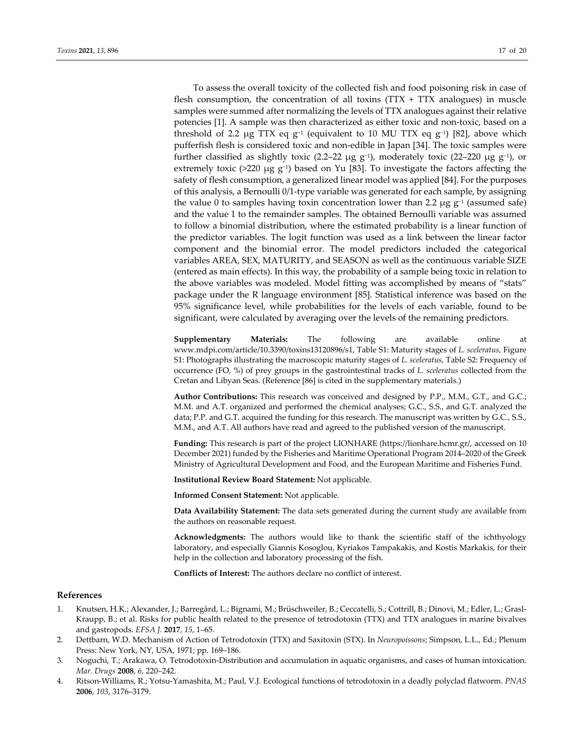To assess the overall toxicity of the collected fish and food poisoning risk in case of flesh consumption, the concentration of all toxins (TTX + TTX analogues) in muscle samples were summed after normalizing the levels of TTX analogues against their relative potencies [1]. A sample was then characterized as either toxic and non-toxic, based on a threshold of 2.2 μg TTX eq $g^{-1}$ (equivalent to 10 MU TTX eq $g^{-1}$) [82], above which pufferfish flesh is considered toxic and non-edible in Japan [34]. The toxic samples were further classified as slightly toxic (2.2–22 μg $g^{-1}$), moderately toxic (22–220 μg $g^{-1}$), or extremely toxic (>220 μg $g^{-1}$) based on Yu [83]. To investigate the factors affecting the safety of flesh consumption, a generalized linear model was applied [84]. For the purposes of this analysis, a Bernoulli 0/1-type variable was generated for each sample, by assigning the value 0 to samples having toxin concentration lower than 2.2 μg $g^{-1}$ (assumed safe) and the value 1 to the remainder samples. The obtained Bernoulli variable was assumed to follow a binomial distribution, where the estimated probability is a linear function of the predictor variables. The logit function was used as a link between the linear factor component and the binomial error. The model predictors included the categorical variables AREA, SEX, MATURITY, and SEASON as well as the continuous variable SIZE (entered as main effects). In this way, the probability of a sample being toxic in relation to the above variables was modeled. Model fitting was accomplished by means of "stats" package under the R language environment [85]. Statistical inference was based on the 95% significance level, while probabilities for the levels of each variable, found to be significant, were calculated by averaging over the levels of the remaining predictors.

**Supplementary Materials:** The following are available online at www.mdpi.com/article/10.3390/toxins13120896/s1, Table S1: Maturity stages of *L. sceleratus*, Figure S1: Photographs illustrating the macroscopic maturity stages of *L. sceleratus*, Table S2: Frequency of occurrence (FO, %) of prey groups in the gastrointestinal tracks of *L. sceleratus* collected from the Cretan and Libyan Seas. (Reference [86] is cited in the supplementary materials.)

**Author Contributions:** This research was conceived and designed by P.P., M.M., G.T., and G.C.; M.M. and A.T. organized and performed the chemical analyses; G.C., S.S., and G.T. analyzed the data; P.P. and G.T. acquired the funding for this research. The manuscript was written by G.C., S.S., M.M., and A.T. All authors have read and agreed to the published version of the manuscript.

**Funding:** This research is part of the project LIONHARE (https://lionhare.hcmr.gr/, accessed on 10 December 2021) funded by the Fisheries and Maritime Operational Program 2014–2020 of the Greek Ministry of Agricultural Development and Food, and the European Maritime and Fisheries Fund.

**Institutional Review Board Statement:** Not applicable.

**Informed Consent Statement:** Not applicable.

**Data Availability Statement:** The data sets generated during the current study are available from the authors on reasonable request.

**Acknowledgments:** The authors would like to thank the scientific staff of the ichthyology laboratory, and especially Giannis Kosoglou, Kyriakos Tampakakis, and Kostis Markakis, for their help in the collection and laboratory processing of the fish.

**Conflicts of Interest:** The authors declare no conflict of interest.

## References

1. Knutsen, H.K.; Alexander, J.; Barregård, L.; Bignami, M.; Brüschweiler, B.; Ceccatelli, S.; Cottrill, B.; Dinovi, M.; Edler, L.; Grasl-Kraupp, B.; et al. Risks for public health related to the presence of tetrodotoxin (TTX) and TTX analogues in marine bivalves and gastropods. *EFSA J.* **2017**, *15*, 1–65.
2. Dettbarn, W.D. Mechanism of Action of Tetrodotoxin (TTX) and Saxitoxin (STX). In *Neuropoissons*; Simpson, L.L., Ed.; Plenum Press: New York, NY, USA, 1971; pp. 169–186.
3. Noguchi, T.; Arakawa, O. Tetrodotoxin-Distribution and accumulation in aquatic organisms, and cases of human intoxication. *Mar. Drugs* **2008**, *6*, 220–242.
4. Ritson-Williams, R.; Yotsu-Yamashita, M.; Paul, V.J. Ecological functions of tetrodotoxin in a deadly polyclad flatworm. *PNAS* **2006**, *103*, 3176–3179.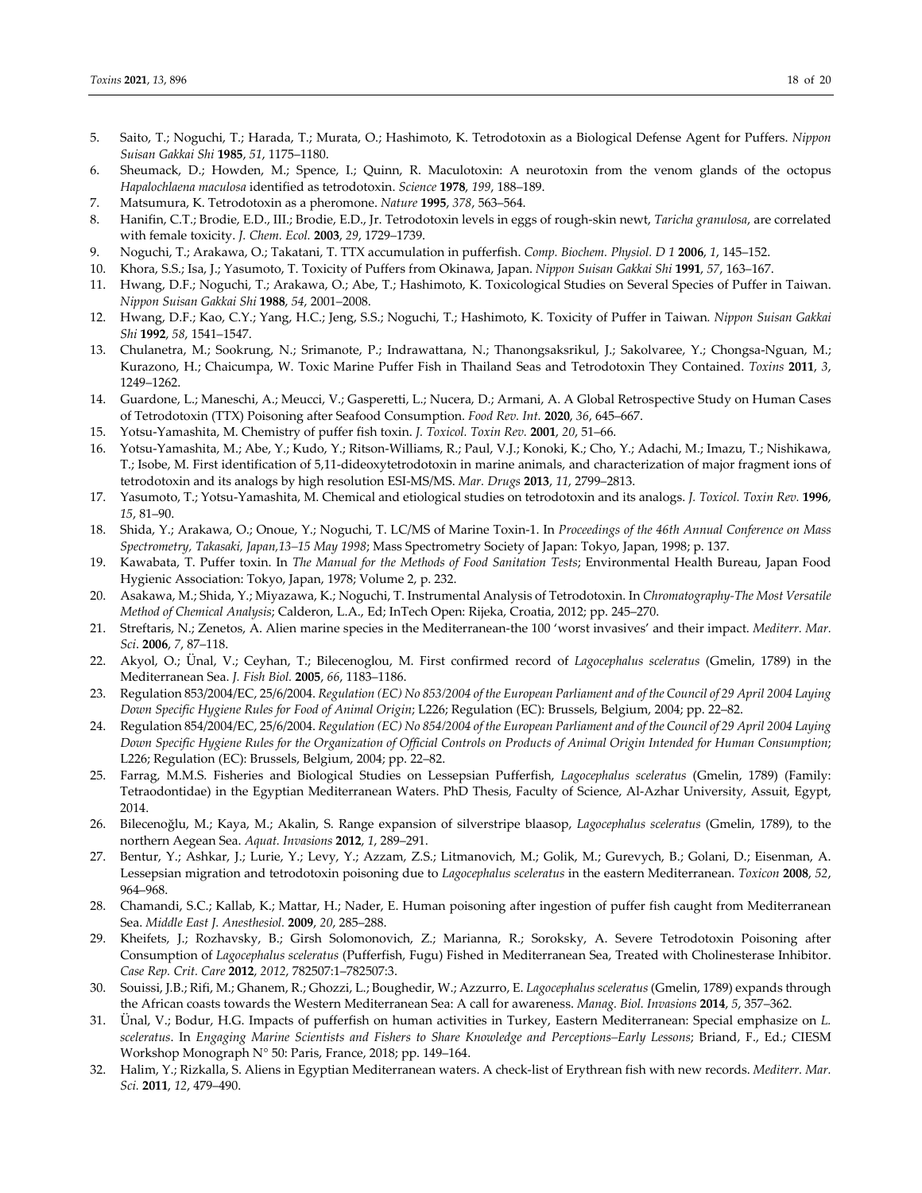5. Saito, T.; Noguchi, T.; Harada, T.; Murata, O.; Hashimoto, K. Tetrodotoxin as a Biological Defense Agent for Puffers. *Nippon Suisan Gakkai Shi* **1985**, *51*, 1175–1180.
6. Sheumack, D.; Howden, M.; Spence, I.; Quinn, R. Maculotoxin: A neurotoxin from the venom glands of the octopus *Hapalochlaena maculosa* identified as tetrodotoxin. *Science* **1978**, *199*, 188–189.
7. Matsumura, K. Tetrodotoxin as a pheromone. *Nature* **1995**, *378*, 563–564.
8. Hanifin, C.T.; Brodie, E.D., III.; Brodie, E.D., Jr. Tetrodotoxin levels in eggs of rough-skin newt, *Taricha granulosa*, are correlated with female toxicity. *J. Chem. Ecol.* **2003**, *29*, 1729–1739.
9. Noguchi, T.; Arakawa, O.; Takatani, T. TTX accumulation in pufferfish. *Comp. Biochem. Physiol. D 1* **2006**, *1*, 145–152.
10. Khora, S.S.; Isa, J.; Yasumoto, T. Toxicity of Puffers from Okinawa, Japan. *Nippon Suisan Gakkai Shi* **1991**, *57*, 163–167.
11. Hwang, D.F.; Noguchi, T.; Arakawa, O.; Abe, T.; Hashimoto, K. Toxicological Studies on Several Species of Puffer in Taiwan. *Nippon Suisan Gakkai Shi* **1988**, *54*, 2001–2008.
12. Hwang, D.F.; Kao, C.Y.; Yang, H.C.; Jeng, S.S.; Noguchi, T.; Hashimoto, K. Toxicity of Puffer in Taiwan. *Nippon Suisan Gakkai Shi* **1992**, *58*, 1541–1547.
13. Chulanetra, M.; Sookrung, N.; Srimanote, P.; Indrawattana, N.; Thanongsaksrikul, J.; Sakolvaree, Y.; Chongsa-Nguan, M.; Kurazono, H.; Chaicumpa, W. Toxic Marine Puffer Fish in Thailand Seas and Tetrodotoxin They Contained. *Toxins* **2011**, *3*, 1249–1262.
14. Guardone, L.; Maneschi, A.; Meucci, V.; Gasperetti, L.; Nucera, D.; Armani, A. A Global Retrospective Study on Human Cases of Tetrodotoxin (TTX) Poisoning after Seafood Consumption. *Food Rev. Int.* **2020**, *36*, 645–667.
15. Yotsu-Yamashita, M. Chemistry of puffer fish toxin. *J. Toxicol. Toxin Rev.* **2001**, *20*, 51–66.
16. Yotsu-Yamashita, M.; Abe, Y.; Kudo, Y.; Ritson-Williams, R.; Paul, V.J.; Konoki, K.; Cho, Y.; Adachi, M.; Imazu, T.; Nishikawa, T.; Isobe, M. First identification of 5,11-dideoxytetrodotoxin in marine animals, and characterization of major fragment ions of tetrodotoxin and its analogs by high resolution ESI-MS/MS. *Mar. Drugs* **2013**, *11*, 2799–2813.
17. Yasumoto, T.; Yotsu-Yamashita, M. Chemical and etiological studies on tetrodotoxin and its analogs. *J. Toxicol. Toxin Rev.* **1996**, *15*, 81–90.
18. Shida, Y.; Arakawa, O.; Onoue, Y.; Noguchi, T. LC/MS of Marine Toxin-1. In *Proceedings of the 46th Annual Conference on Mass Spectrometry, Takasaki, Japan,13–15 May 1998*; Mass Spectrometry Society of Japan: Tokyo, Japan, 1998; p. 137.
19. Kawabata, T. Puffer toxin. In *The Manual for the Methods of Food Sanitation Tests*; Environmental Health Bureau, Japan Food Hygienic Association: Tokyo, Japan, 1978; Volume 2, p. 232.
20. Asakawa, M.; Shida, Y.; Miyazawa, K.; Noguchi, T. Instrumental Analysis of Tetrodotoxin. In *Chromatography-The Most Versatile Method of Chemical Analysis*; Calderon, L.A., Ed; InTech Open: Rijeka, Croatia, 2012; pp. 245–270.
21. Streftaris, N.; Zenetos, A. Alien marine species in the Mediterranean-the 100 'worst invasives' and their impact. *Mediterr. Mar. Sci*. **2006**, *7*, 87–118.
22. Akyol, O.; Ünal, V.; Ceyhan, T.; Bilecenoglou, M. First confirmed record of *Lagocephalus sceleratus* (Gmelin, 1789) in the Mediterranean Sea. *J. Fish Biol.* **2005**, *66*, 1183–1186.
23. Regulation 853/2004/EC, 25/6/2004. *Regulation (EC) No 853/2004 of the European Parliament and of the Council of 29 April 2004 Laying Down Specific Hygiene Rules for Food of Animal Origin*; L226; Regulation (EC): Brussels, Belgium, 2004; pp. 22–82.
24. Regulation 854/2004/EC, 25/6/2004. *Regulation (EC) No 854/2004 of the European Parliament and of the Council of 29 April 2004 Laying Down Specific Hygiene Rules for the Organization of Official Controls on Products of Animal Origin Intended for Human Consumption*; L226; Regulation (EC): Brussels, Belgium, 2004; pp. 22–82.
25. Farrag, M.M.S. Fisheries and Biological Studies on Lessepsian Pufferfish, *Lagocephalus sceleratus* (Gmelin, 1789) (Family: Tetraodontidae) in the Egyptian Mediterranean Waters. PhD Thesis, Faculty of Science, Al-Azhar University, Assuit, Egypt, 2014.
26. Bilecenoğlu, M.; Kaya, M.; Akalin, S. Range expansion of silverstripe blaasop, *Lagocephalus sceleratus* (Gmelin, 1789), to the northern Aegean Sea. *Aquat. Invasions* **2012**, *1*, 289–291.
27. Bentur, Y.; Ashkar, J.; Lurie, Y.; Levy, Y.; Azzam, Z.S.; Litmanovich, M.; Golik, M.; Gurevych, B.; Golani, D.; Eisenman, A. Lessepsian migration and tetrodotoxin poisoning due to *Lagocephalus sceleratus* in the eastern Mediterranean. *Toxicon* **2008**, *52*, 964–968.
28. Chamandi, S.C.; Kallab, K.; Mattar, H.; Nader, E. Human poisoning after ingestion of puffer fish caught from Mediterranean Sea. *Middle East J. Anesthesiol.* **2009**, *20*, 285–288.
29. Kheifets, J.; Rozhavsky, B.; Girsh Solomonovich, Z.; Marianna, R.; Sorokskу, A. Severe Tetrodotoxin Poisoning after Consumption of *Lagocephalus sceleratus* (Pufferfish, Fugu) Fished in Mediterranean Sea, Treated with Cholinesterase Inhibitor. *Case Rep. Crit. Care* **2012**, *2012*, 782507:1–782507:3.
30. Souissi, J.B.; Rifi, M.; Ghanem, R.; Ghozzi, L.; Boughedir, W.; Azzurro, E. *Lagocephalus sceleratus* (Gmelin, 1789) expands through the African coasts towards the Western Mediterranean Sea: A call for awareness. *Manag. Biol. Invasions* **2014**, *5*, 357–362.
31. Ünal, V.; Bodur, H.G. Impacts of pufferfish on human activities in Turkey, Eastern Mediterranean: Special emphasize on *L. sceleratus*. In *Engaging Marine Scientists and Fishers to Share Knowledge and Perceptions–Early Lessons*; Briand, F., Ed.; CIESM Workshop Monograph N° 50: Paris, France, 2018; pp. 149–164.
32. Halim, Y.; Rizkalla, S. Aliens in Egyptian Mediterranean waters. A check-list of Erythrean fish with new records. *Mediterr. Mar. Sci.* **2011**, *12*, 479–490.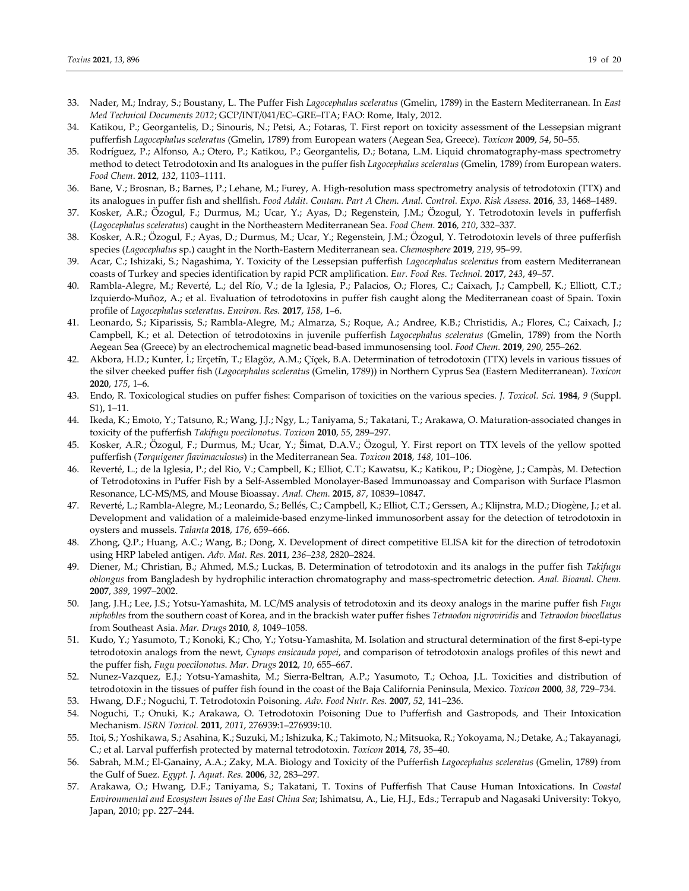33. Nader, M.; Indray, S.; Boustany, L. The Puffer Fish *Lagocephalus sceleratus* (Gmelin, 1789) in the Eastern Mediterranean. In *East Med Technical Documents 2012*; GCP/INT/041/EC–GRE–ITA; FAO: Rome, Italy, 2012.
34. Katikou, P.; Georgantelis, D.; Sinouris, N.; Petsi, A.; Fotaras, T. First report on toxicity assessment of the Lessepsian migrant pufferfish *Lagocephalus sceleratus* (Gmelin, 1789) from European waters (Aegean Sea, Greece). *Toxicon* **2009**, *54*, 50–55.
35. Rodríguez, P.; Alfonso, A.; Otero, P.; Katikou, P.; Georgantelis, D.; Botana, L.M. Liquid chromatography-mass spectrometry method to detect Tetrodotoxin and Its analogues in the puffer fish *Lagocephalus sceleratus* (Gmelin, 1789) from European waters. *Food Chem*. **2012**, *132*, 1103–1111.
36. Bane, V.; Brosnan, B.; Barnes, P.; Lehane, M.; Furey, A. High-resolution mass spectrometry analysis of tetrodotoxin (TTX) and its analogues in puffer fish and shellfish. *Food Addit. Contam. Part A Chem. Anal. Control. Expo. Risk Assess.* **2016**, *33*, 1468–1489.
37. Kosker, A.R.; Özogul, F.; Durmus, M.; Ucar, Y.; Ayas, D.; Regenstein, J.M.; Özogul, Y. Tetrodotoxin levels in pufferfish (*Lagocephalus sceleratus*) caught in the Northeastern Mediterranean Sea. *Food Chem.* **2016**, *210*, 332–337.
38. Kosker, A.R.; Özogul, F.; Ayas, D.; Durmus, M.; Ucar, Y.; Regenstein, J.M.; Özogul, Y. Tetrodotoxin levels of three pufferfish species (*Lagocephalus* sp.) caught in the North-Eastern Mediterranean sea. *Chemosphere* **2019**, *219*, 95–99.
39. Acar, C.; Ishizaki, S.; Nagashima, Y. Toxicity of the Lessepsian pufferfish *Lagocephalus sceleratus* from eastern Mediterranean coasts of Turkey and species identification by rapid PCR amplification. *Eur. Food Res. Technol.* **2017**, *243*, 49–57.
40. Rambla-Alegre, M.; Reverté, L.; del Río, V.; de la Iglesia, P.; Palacios, O.; Flores, C.; Caixach, J.; Campbell, K.; Elliott, C.T.; Izquierdo-Muñoz, A.; et al. Evaluation of tetrodotoxins in puffer fish caught along the Mediterranean coast of Spain. Toxin profile of *Lagocephalus sceleratus*. *Environ. Res.* **2017**, *158*, 1–6.
41. Leonardo, S.; Kiparissis, S.; Rambla-Alegre, M.; Almarza, S.; Roque, A.; Andree, K.B.; Christidis, A.; Flores, C.; Caixach, J.; Campbell, K.; et al. Detection of tetrodotoxins in juvenile pufferfish *Lagocephalus sceleratus* (Gmelin, 1789) from the North Aegean Sea (Greece) by an electrochemical magnetic bead-based immunosensing tool. *Food Chem.* **2019**, *290*, 255–262.
42. Akbora, H.D.; Kunter, İ.; Erçetïn, T.; Elagöz, A.M.; Çïçek, B.A. Determination of tetrodotoxin (TTX) levels in various tissues of the silver cheeked puffer fish (*Lagocephalus sceleratus* (Gmelin, 1789)) in Northern Cyprus Sea (Eastern Mediterranean). *Toxicon* **2020**, *175*, 1–6.
43. Endo, R. Toxicological studies on puffer fishes: Comparison of toxicities on the various species. *J. Toxicol. Sci.* **1984**, *9* (Suppl. S1), 1–11.
44. Ikeda, K.; Emoto, Y.; Tatsuno, R.; Wang, J.J.; Ngy, L.; Taniyama, S.; Takatani, T.; Arakawa, O. Maturation-associated changes in toxicity of the pufferfish *Takifugu poecilonotus*. *Toxicon* **2010**, *55*, 289–297.
45. Kosker, A.R.; Özogul, F.; Durmus, M.; Ucar, Y.; Šimat, D.A.V.; Özogul, Y. First report on TTX levels of the yellow spotted pufferfish (*Torquigener flavimaculosus*) in the Mediterranean Sea. *Toxicon* **2018**, *148*, 101–106.
46. Reverté, L.; de la Iglesia, P.; del Rio, V.; Campbell, K.; Elliot, C.T.; Kawatsu, K.; Katikou, P.; Diogène, J.; Campàs, M. Detection of Tetrodotoxins in Puffer Fish by a Self-Assembled Monolayer-Based Immunoassay and Comparison with Surface Plasmon Resonance, LC-MS/MS, and Mouse Bioassay. *Anal. Chem.* **2015**, *87*, 10839–10847.
47. Reverté, L.; Rambla-Alegre, M.; Leonardo, S.; Bellés, C.; Campbell, K.; Elliot, C.T.; Gerssen, A.; Klijnstra, M.D.; Diogène, J.; et al. Development and validation of a maleimide-based enzyme-linked immunosorbent assay for the detection of tetrodotoxin in oysters and mussels. *Talanta* **2018**, *176*, 659–666.
48. Zhong, Q.P.; Huang, A.C.; Wang, B.; Dong, X. Development of direct competitive ELISA kit for the direction of tetrodotoxin using HRP labeled antigen. *Adv. Mat. Res.* **2011**, *236–238*, 2820–2824.
49. Diener, M.; Christian, B.; Ahmed, M.S.; Luckas, B. Determination of tetrodotoxin and its analogs in the puffer fish *Takifugu oblongus* from Bangladesh by hydrophilic interaction chromatography and mass-spectrometric detection. *Anal. Bioanal. Chem.* **2007**, *389*, 1997–2002.
50. Jang, J.H.; Lee, J.S.; Yotsu-Yamashita, M. LC/MS analysis of tetrodotoxin and its deoxy analogs in the marine puffer fish *Fugu niphobles* from the southern coast of Korea, and in the brackish water puffer fishes *Tetraodon nigroviridis* and *Tetraodon biocellatus* from Southeast Asia. *Mar. Drugs* **2010**, *8*, 1049–1058.
51. Kudo, Y.; Yasumoto, T.; Konoki, K.; Cho, Y.; Yotsu-Yamashita, M. Isolation and structural determination of the first 8-epi-type tetrodotoxin analogs from the newt, *Cynops ensicauda popei*, and comparison of tetrodotoxin analogs profiles of this newt and the puffer fish, *Fugu poecilonotus*. *Mar. Drugs* **2012**, *10*, 655–667.
52. Nunez-Vazquez, E.J.; Yotsu-Yamashita, M.; Sierra-Beltran, A.P.; Yasumoto, T.; Ochoa, J.L. Toxicities and distribution of tetrodotoxin in the tissues of puffer fish found in the coast of the Baja California Peninsula, Mexico. *Toxicon* **2000**, *38*, 729–734.
53. Hwang, D.F.; Noguchi, T. Tetrodotoxin Poisoning. *Adv. Food Nutr. Res.* **2007**, *52*, 141–236.
54. Noguchi, T.; Onuki, K.; Arakawa, O. Tetrodotoxin Poisoning Due to Pufferfish and Gastropods, and Their Intoxication Mechanism. *ISRN Toxicol.* **2011**, *2011*, 276939:1–276939:10.
55. Itoi, S.; Yoshikawa, S.; Asahina, K.; Suzuki, M.; Ishizuka, K.; Takimoto, N.; Mitsuoka, R.; Yokoyama, N.; Detake, A.; Takayanagi, C.; et al. Larval pufferfish protected by maternal tetrodotoxin. *Toxicon* **2014**, *78*, 35–40.
56. Sabrah, M.M.; El-Ganainy, A.A.; Zaky, M.A. Biology and Toxicity of the Pufferfish *Lagocephalus sceleratus* (Gmelin, 1789) from the Gulf of Suez. *Egypt. J. Aquat. Res.* **2006**, *32*, 283–297.
57. Arakawa, O.; Hwang, D.F.; Taniyama, S.; Takatani, T. Toxins of Pufferfish That Cause Human Intoxications. In *Coastal Environmental and Ecosystem Issues of the East China Sea*; Ishimatsu, A., Lie, H.J., Eds.; Terrapub and Nagasaki University: Tokyo, Japan, 2010; pp. 227–244.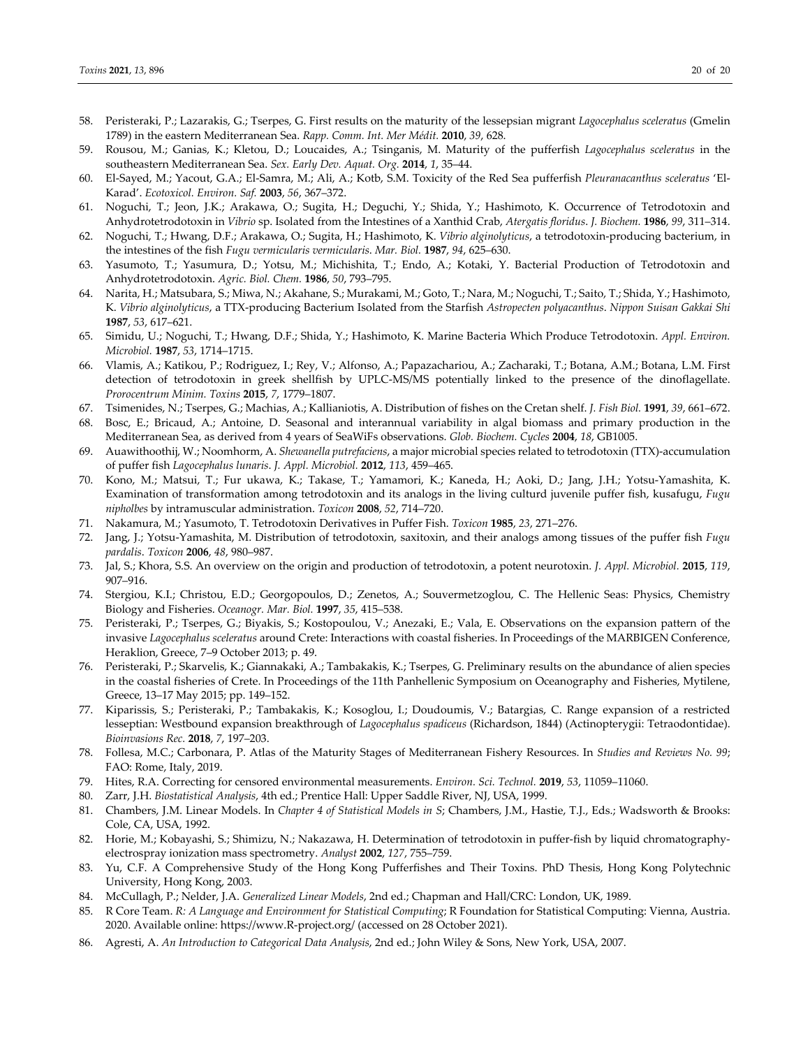58. Peristeraki, P.; Lazarakis, G.; Tserpes, G. First results on the maturity of the lessepsian migrant *Lagocephalus sceleratus* (Gmelin 1789) in the eastern Mediterranean Sea. *Rapp. Comm. Int. Mer Médit.* **2010**, *39*, 628.
59. Rousou, M.; Ganias, K.; Kletou, D.; Loucaides, A.; Tsinganis, M. Maturity of the pufferfish *Lagocephalus sceleratus* in the southeastern Mediterranean Sea. *Sex. Early Dev. Aquat. Org.* **2014**, *1*, 35–44.
60. El-Sayed, M.; Yacout, G.A.; El-Samra, M.; Ali, A.; Kotb, S.M. Toxicity of the Red Sea pufferfish *Pleuranacanthus sceleratus* 'El-Karad'. *Ecotoxicol. Environ. Saf.* **2003**, *56*, 367–372.
61. Noguchi, T.; Jeon, J.K.; Arakawa, O.; Sugita, H.; Deguchi, Y.; Shida, Y.; Hashimoto, K. Occurrence of Tetrodotoxin and Anhydrotetrodotoxin in *Vibrio* sp. Isolated from the Intestines of a Xanthid Crab, *Atergatis floridus*. *J. Biochem.* **1986**, *99*, 311–314.
62. Noguchi, T.; Hwang, D.F.; Arakawa, O.; Sugita, H.; Hashimoto, K. *Vibrio alginolyticus*, a tetrodotoxin-producing bacterium, in the intestines of the fish *Fugu vermicularis vermicularis*. *Mar. Biol.* **1987**, *94*, 625–630.
63. Yasumoto, T.; Yasumura, D.; Yotsu, M.; Michishita, T.; Endo, A.; Kotaki, Y. Bacterial Production of Tetrodotoxin and Anhydrotetrodotoxin. *Agric. Biol. Chem.* **1986**, *50*, 793–795.
64. Narita, H.; Matsubara, S.; Miwa, N.; Akahane, S.; Murakami, M.; Goto, T.; Nara, M.; Noguchi, T.; Saito, T.; Shida, Y.; Hashimoto, K. *Vibrio alginolyticus*, a TTX-producing Bacterium Isolated from the Starfish *Astropecten polyacanthus*. *Nippon Suisan Gakkai Shi* **1987**, *53*, 617–621.
65. Simidu, U.; Noguchi, T.; Hwang, D.F.; Shida, Y.; Hashimoto, K. Marine Bacteria Which Produce Tetrodotoxin. *Appl. Environ. Microbiol.* **1987**, *53*, 1714–1715.
66. Vlamis, A.; Katikou, P.; Rodriguez, I.; Rey, V.; Alfonso, A.; Papazachariou, A.; Zacharaki, T.; Botana, A.M.; Botana, L.M. First detection of tetrodotoxin in greek shellfish by UPLC-MS/MS potentially linked to the presence of the dinoflagellate. *Prorocentrum Minim. Toxins* **2015**, *7*, 1779–1807.
67. Tsimenides, N.; Tserpes, G.; Machias, A.; Kallianiotis, A. Distribution of fishes on the Cretan shelf. *J. Fish Biol.* **1991**, *39*, 661–672.
68. Bosc, E.; Bricaud, A.; Antoine, D. Seasonal and interannual variability in algal biomass and primary production in the Mediterranean Sea, as derived from 4 years of SeaWiFs observations. *Glob. Biochem. Cycles* **2004**, *18*, GB1005.
69. Auawithoothij, W.; Noomhorm, A. *Shewanella putrefaciens*, a major microbial species related to tetrodotoxin (TTX)-accumulation of puffer fish *Lagocephalus lunaris*. *J. Appl. Microbiol.* **2012**, *113*, 459–465.
70. Kono, M.; Matsui, T.; Fur ukawa, K.; Takase, T.; Yamamori, K.; Kaneda, H.; Aoki, D.; Jang, J.H.; Yotsu-Yamashita, K. Examination of transformation among tetrodotoxin and its analogs in the living culturd juvenile puffer fish, kusafugu, *Fugu nipholbes* by intramuscular administration. *Toxicon* **2008**, *52*, 714–720.
71. Nakamura, M.; Yasumoto, T. Tetrodotoxin Derivatives in Puffer Fish. *Toxicon* **1985**, *23*, 271–276.
72. Jang, J.; Yotsu-Yamashita, M. Distribution of tetrodotoxin, saxitoxin, and their analogs among tissues of the puffer fish *Fugu pardalis*. *Toxicon* **2006**, *48*, 980–987.
73. Jal, S.; Khora, S.S. An overview on the origin and production of tetrodotoxin, a potent neurotoxin. *J. Appl. Microbiol.* **2015**, *119*, 907–916.
74. Stergiou, K.I.; Christou, E.D.; Georgopoulos, D.; Zenetos, A.; Souvermetzoglou, C. The Hellenic Seas: Physics, Chemistry Biology and Fisheries. *Oceanogr. Mar. Biol.* **1997**, *35*, 415–538.
75. Peristeraki, P.; Tserpes, G.; Biyakis, S.; Kostopoulou, V.; Anezaki, E.; Vala, E. Observations on the expansion pattern of the invasive *Lagocephalus sceleratus* around Crete: Interactions with coastal fisheries. In Proceedings of the MARBIGEN Conference, Heraklion, Greece, 7–9 October 2013; p. 49.
76. Peristeraki, P.; Skarvelis, K.; Giannakaki, A.; Tambakakis, K.; Tserpes, G. Preliminary results on the abundance of alien species in the coastal fisheries of Crete. In Proceedings of the 11th Panhellenic Symposium on Oceanography and Fisheries, Mytilene, Greece, 13–17 May 2015; pp. 149–152.
77. Kiparissis, S.; Peristeraki, P.; Tambakakis, K.; Kosoglou, I.; Doudoumis, V.; Batargias, C. Range expansion of a restricted lesseptian: Westbound expansion breakthrough of *Lagocephalus spadiceus* (Richardson, 1844) (Actinopterygii: Tetraodontidae). *Bioinvasions Rec.* **2018**, *7*, 197–203.
78. Follesa, M.C.; Carbonara, P. Atlas of the Maturity Stages of Mediterranean Fishery Resources. In *Studies and Reviews No. 99*; FAO: Rome, Italy, 2019.
79. Hites, R.A. Correcting for censored environmental measurements. *Environ. Sci. Technol.* **2019**, *53*, 11059–11060.
80. Zarr, J.H. *Biostatistical Analysis*, 4th ed.; Prentice Hall: Upper Saddle River, NJ, USA, 1999.
81. Chambers, J.M. Linear Models. In *Chapter 4 of Statistical Models in S*; Chambers, J.M., Hastie, T.J., Eds.; Wadsworth & Brooks: Cole, CA, USA, 1992.
82. Horie, M.; Kobayashi, S.; Shimizu, N.; Nakazawa, H. Determination of tetrodotoxin in puffer-fish by liquid chromatography-electrospray ionization mass spectrometry. *Analyst* **2002**, *127*, 755–759.
83. Yu, C.F. A Comprehensive Study of the Hong Kong Pufferfishes and Their Toxins. PhD Thesis, Hong Kong Polytechnic University, Hong Kong, 2003.
84. McCullagh, P.; Nelder, J.A. *Generalized Linear Models*, 2nd ed.; Chapman and Hall/CRC: London, UK, 1989.
85. R Core Team. *R: A Language and Environment for Statistical Computing*; R Foundation for Statistical Computing: Vienna, Austria. 2020. Available online: https://www.R-project.org/ (accessed on 28 October 2021).
86. Agresti, A. *An Introduction to Categorical Data Analysis*, 2nd ed.; John Wiley & Sons, New York, USA, 2007.